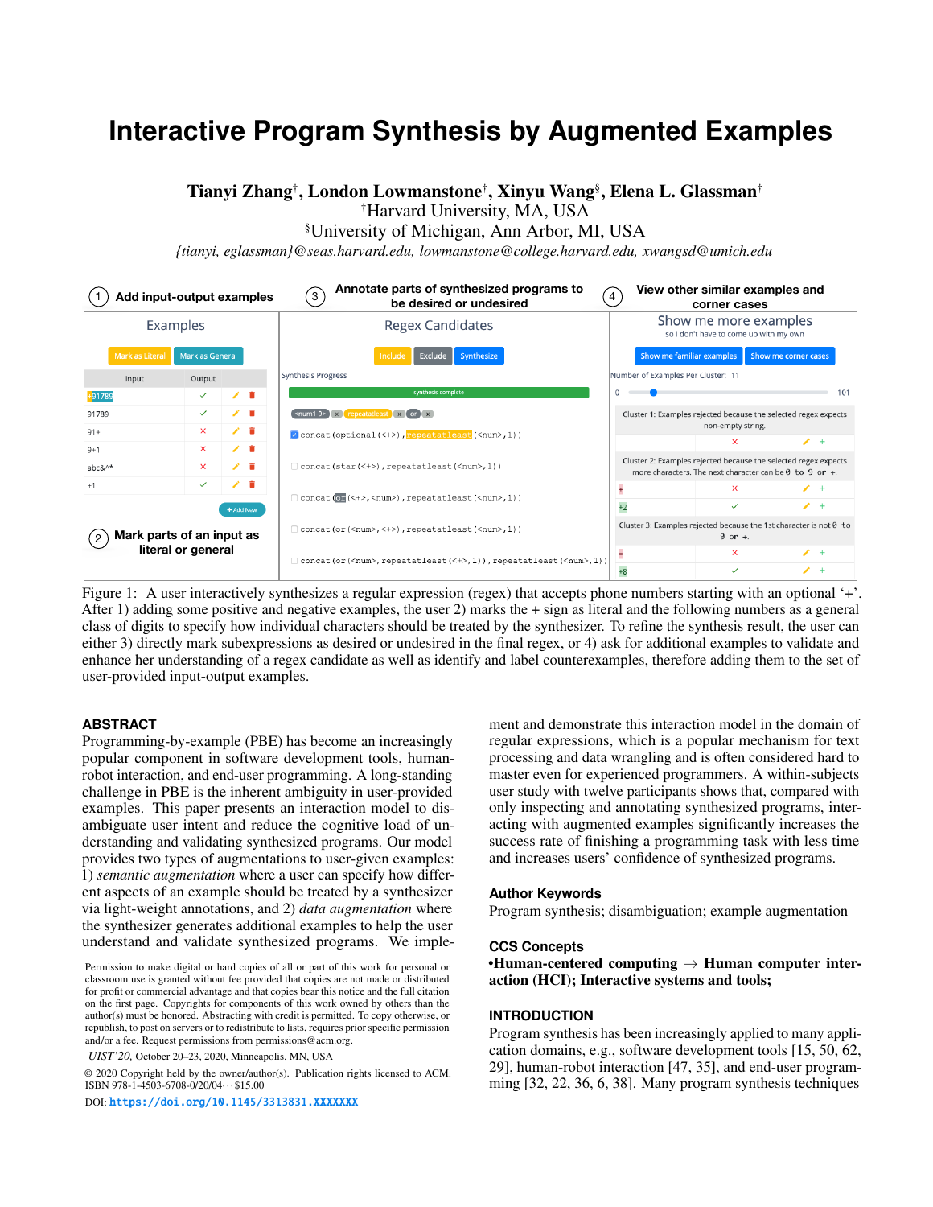# Interactive Program Synthesis by Augmented Examples

**Tianyi Zhang**[†], **London Lowmanstone**[†], **Xinyu Wang**[§], **Elena L. Glassman**[†]

[†]Harvard University, MA, USA

[§]University of Michigan, Ann Arbor, MI, USA

*{tianyi, eglassman}@seas.harvard.edu, lowmanstone@college.harvard.edu, xwangsd@umich.edu*

Figure 1: A user interactively synthesizes a regular expression (regex) that accepts phone numbers starting with an optional '+'. After 1) adding some positive and negative examples, the user 2) marks the + sign as literal and the following numbers as a general class of digits to specify how individual characters should be treated by the synthesizer. To refine the synthesis result, the user can either 3) directly mark subexpressions as desired or undesired in the final regex, or 4) ask for additional examples to validate and enhance her understanding of a regex candidate as well as identify and label counterexamples, therefore adding them to the set of user-provided input-output examples.

## ABSTRACT

Programming-by-example (PBE) has become an increasingly popular component in software development tools, human-robot interaction, and end-user programming. A long-standing challenge in PBE is the inherent ambiguity in user-provided examples. This paper presents an interaction model to disambiguate user intent and reduce the cognitive load of understanding and validating synthesized programs. Our model provides two types of augmentations to user-given examples: 1) *semantic augmentation* where a user can specify how different aspects of an example should be treated by a synthesizer via light-weight annotations, and 2) *data augmentation* where the synthesizer generates additional examples to help the user understand and validate synthesized programs. We implement and demonstrate this interaction model in the domain of regular expressions, which is a popular mechanism for text processing and data wrangling and is often considered hard to master even for experienced programmers. A within-subjects user study with twelve participants shows that, compared with only inspecting and annotating synthesized programs, interacting with augmented examples significantly increases the success rate of finishing a programming task with less time and increases users' confidence of synthesized programs.

## Author Keywords

Program synthesis; disambiguation; example augmentation

## CCS Concepts

•**Human-centered computing** → **Human computer interaction (HCI); Interactive systems and tools;**

Permission to make digital or hard copies of all or part of this work for personal or classroom use is granted without fee provided that copies are not made or distributed for profit or commercial advantage and that copies bear this notice and the full citation on the first page. Copyrights for components of this work owned by others than the author(s) must be honored. Abstracting with credit is permitted. To copy otherwise, or republish, to post on servers or to redistribute to lists, requires prior specific permission and/or a fee. Request permissions from permissions@acm.org.

*UIST'20*, October 20–23, 2020, Minneapolis, MN, USA

© 2020 Copyright held by the owner/author(s). Publication rights licensed to ACM. ISBN 978-1-4503-6708-0/20/04...$15.00

DOI: https://doi.org/10.1145/3313831.XXXXXXX

## INTRODUCTION

Program synthesis has been increasingly applied to many application domains, e.g., software development tools [15, 50, 62, 29], human-robot interaction [47, 35], and end-user programming [32, 22, 36, 6, 38]. Many program synthesis techniques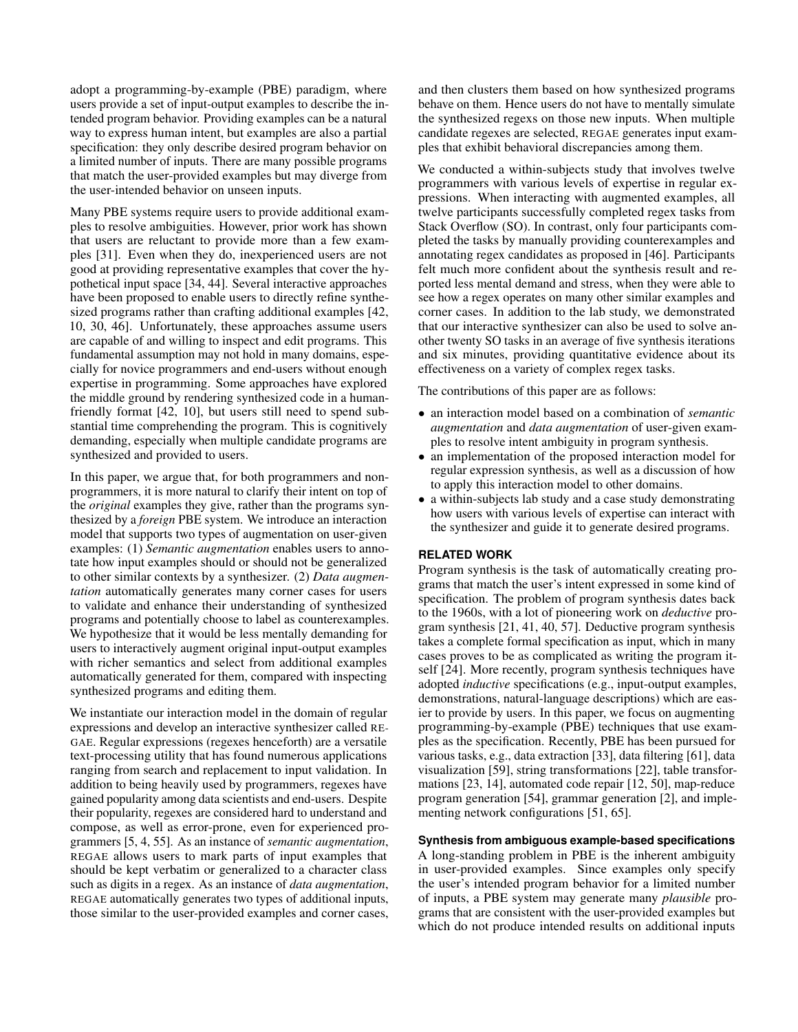adopt a programming-by-example (PBE) paradigm, where users provide a set of input-output examples to describe the intended program behavior. Providing examples can be a natural way to express human intent, but examples are also a partial specification: they only describe desired program behavior on a limited number of inputs. There are many possible programs that match the user-provided examples but may diverge from the user-intended behavior on unseen inputs.

Many PBE systems require users to provide additional examples to resolve ambiguities. However, prior work has shown that users are reluctant to provide more than a few examples [31]. Even when they do, inexperienced users are not good at providing representative examples that cover the hypothetical input space [34, 44]. Several interactive approaches have been proposed to enable users to directly refine synthesized programs rather than crafting additional examples [42, 10, 30, 46]. Unfortunately, these approaches assume users are capable of and willing to inspect and edit programs. This fundamental assumption may not hold in many domains, especially for novice programmers and end-users without enough expertise in programming. Some approaches have explored the middle ground by rendering synthesized code in a human-friendly format [42, 10], but users still need to spend substantial time comprehending the program. This is cognitively demanding, especially when multiple candidate programs are synthesized and provided to users.

In this paper, we argue that, for both programmers and non-programmers, it is more natural to clarify their intent on top of the *original* examples they give, rather than the programs synthesized by a *foreign* PBE system. We introduce an interaction model that supports two types of augmentation on user-given examples: (1) *Semantic augmentation* enables users to annotate how input examples should or should not be generalized to other similar contexts by a synthesizer. (2) *Data augmentation* automatically generates many corner cases for users to validate and enhance their understanding of synthesized programs and potentially choose to label as counterexamples. We hypothesize that it would be less mentally demanding for users to interactively augment original input-output examples with richer semantics and select from additional examples automatically generated for them, compared with inspecting synthesized programs and editing them.

We instantiate our interaction model in the domain of regular expressions and develop an interactive synthesizer called REGAE. Regular expressions (regexes henceforth) are a versatile text-processing utility that has found numerous applications ranging from search and replacement to input validation. In addition to being heavily used by programmers, regexes have gained popularity among data scientists and end-users. Despite their popularity, regexes are considered hard to understand and compose, as well as error-prone, even for experienced programmers [5, 4, 55]. As an instance of *semantic augmentation*, REGAE allows users to mark parts of input examples that should be kept verbatim or generalized to a character class such as digits in a regex. As an instance of *data augmentation*, REGAE automatically generates two types of additional inputs, those similar to the user-provided examples and corner cases, and then clusters them based on how synthesized programs behave on them. Hence users do not have to mentally simulate the synthesized regexs on those new inputs. When multiple candidate regexes are selected, REGAE generates input examples that exhibit behavioral discrepancies among them.

We conducted a within-subjects study that involves twelve programmers with various levels of expertise in regular expressions. When interacting with augmented examples, all twelve participants successfully completed regex tasks from Stack Overflow (SO). In contrast, only four participants completed the tasks by manually providing counterexamples and annotating regex candidates as proposed in [46]. Participants felt much more confident about the synthesis result and reported less mental demand and stress, when they were able to see how a regex operates on many other similar examples and corner cases. In addition to the lab study, we demonstrated that our interactive synthesizer can also be used to solve another twenty SO tasks in an average of five synthesis iterations and six minutes, providing quantitative evidence about its effectiveness on a variety of complex regex tasks.

The contributions of this paper are as follows:

- an interaction model based on a combination of *semantic augmentation* and *data augmentation* of user-given examples to resolve intent ambiguity in program synthesis.
- an implementation of the proposed interaction model for regular expression synthesis, as well as a discussion of how to apply this interaction model to other domains.
- a within-subjects lab study and a case study demonstrating how users with various levels of expertise can interact with the synthesizer and guide it to generate desired programs.

## RELATED WORK

Program synthesis is the task of automatically creating programs that match the user's intent expressed in some kind of specification. The problem of program synthesis dates back to the 1960s, with a lot of pioneering work on *deductive* program synthesis [21, 41, 40, 57]. Deductive program synthesis takes a complete formal specification as input, which in many cases proves to be as complicated as writing the program itself [24]. More recently, program synthesis techniques have adopted *inductive* specifications (e.g., input-output examples, demonstrations, natural-language descriptions) which are easier to provide by users. In this paper, we focus on augmenting programming-by-example (PBE) techniques that use examples as the specification. Recently, PBE has been pursued for various tasks, e.g., data extraction [33], data filtering [61], data visualization [59], string transformations [22], table transformations [23, 14], automated code repair [12, 50], map-reduce program generation [54], grammar generation [2], and implementing network configurations [51, 65].

### Synthesis from ambiguous example-based specifications

A long-standing problem in PBE is the inherent ambiguity in user-provided examples. Since examples only specify the user's intended program behavior for a limited number of inputs, a PBE system may generate many *plausible* programs that are consistent with the user-provided examples but which do not produce intended results on additional inputs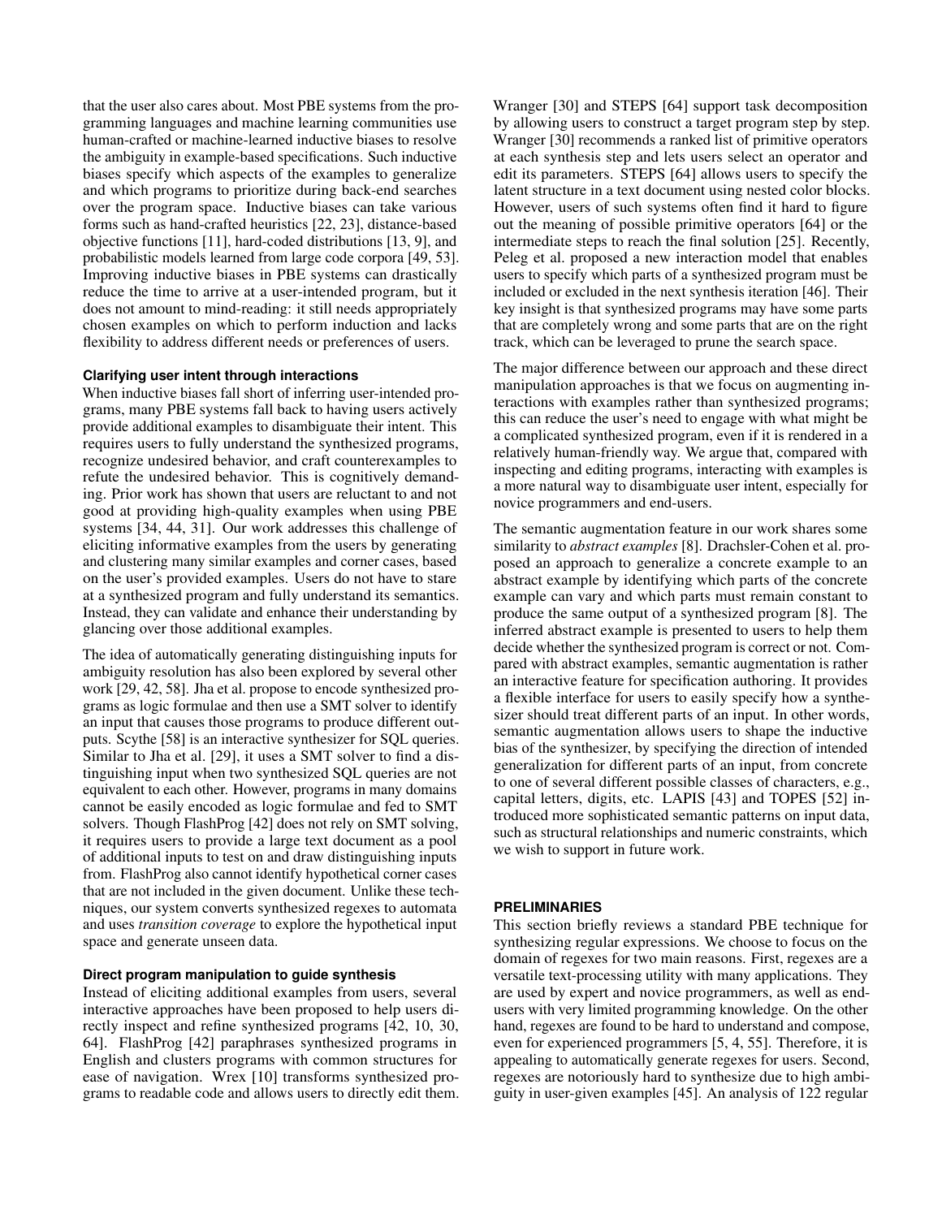that the user also cares about. Most PBE systems from the programming languages and machine learning communities use human-crafted or machine-learned inductive biases to resolve the ambiguity in example-based specifications. Such inductive biases specify which aspects of the examples to generalize and which programs to prioritize during back-end searches over the program space. Inductive biases can take various forms such as hand-crafted heuristics [22, 23], distance-based objective functions [11], hard-coded distributions [13, 9], and probabilistic models learned from large code corpora [49, 53]. Improving inductive biases in PBE systems can drastically reduce the time to arrive at a user-intended program, but it does not amount to mind-reading: it still needs appropriately chosen examples on which to perform induction and lacks flexibility to address different needs or preferences of users.

### Clarifying user intent through interactions

When inductive biases fall short of inferring user-intended programs, many PBE systems fall back to having users actively provide additional examples to disambiguate their intent. This requires users to fully understand the synthesized programs, recognize undesired behavior, and craft counterexamples to refute the undesired behavior. This is cognitively demanding. Prior work has shown that users are reluctant to and not good at providing high-quality examples when using PBE systems [34, 44, 31]. Our work addresses this challenge of eliciting informative examples from the users by generating and clustering many similar examples and corner cases, based on the user's provided examples. Users do not have to stare at a synthesized program and fully understand its semantics. Instead, they can validate and enhance their understanding by glancing over those additional examples.

The idea of automatically generating distinguishing inputs for ambiguity resolution has also been explored by several other work [29, 42, 58]. Jha et al. propose to encode synthesized programs as logic formulae and then use a SMT solver to identify an input that causes those programs to produce different outputs. Scythe [58] is an interactive synthesizer for SQL queries. Similar to Jha et al. [29], it uses a SMT solver to find a distinguishing input when two synthesized SQL queries are not equivalent to each other. However, programs in many domains cannot be easily encoded as logic formulae and fed to SMT solvers. Though FlashProg [42] does not rely on SMT solving, it requires users to provide a large text document as a pool of additional inputs to test on and draw distinguishing inputs from. FlashProg also cannot identify hypothetical corner cases that are not included in the given document. Unlike these techniques, our system converts synthesized regexes to automata and uses *transition coverage* to explore the hypothetical input space and generate unseen data.

### Direct program manipulation to guide synthesis

Instead of eliciting additional examples from users, several interactive approaches have been proposed to help users directly inspect and refine synthesized programs [42, 10, 30, 64]. FlashProg [42] paraphrases synthesized programs in English and clusters programs with common structures for ease of navigation. Wrex [10] transforms synthesized programs to readable code and allows users to directly edit them. Wranger [30] and STEPS [64] support task decomposition by allowing users to construct a target program step by step. Wrangler [30] recommends a ranked list of primitive operators at each synthesis step and lets users select an operator and edit its parameters. STEPS [64] allows users to specify the latent structure in a text document using nested color blocks. However, users of such systems often find it hard to figure out the meaning of possible primitive operators [64] or the intermediate steps to reach the final solution [25]. Recently, Peleg et al. proposed a new interaction model that enables users to specify which parts of a synthesized program must be included or excluded in the next synthesis iteration [46]. Their key insight is that synthesized programs may have some parts that are completely wrong and some parts that are on the right track, which can be leveraged to prune the search space.

The major difference between our approach and these direct manipulation approaches is that we focus on augmenting interactions with examples rather than synthesized programs; this can reduce the user's need to engage with what might be a complicated synthesized program, even if it is rendered in a relatively human-friendly way. We argue that, compared with inspecting and editing programs, interacting with examples is a more natural way to disambiguate user intent, especially for novice programmers and end-users.

The semantic augmentation feature in our work shares some similarity to *abstract examples* [8]. Drachsler-Cohen et al. proposed an approach to generalize a concrete example to an abstract example by identifying which parts of the concrete example can vary and which parts must remain constant to produce the same output of a synthesized program [8]. The inferred abstract example is presented to users to help them decide whether the synthesized program is correct or not. Compared with abstract examples, semantic augmentation is rather an interactive feature for specification authoring. It provides a flexible interface for users to easily specify how a synthesizer should treat different parts of an input. In other words, semantic augmentation allows users to shape the inductive bias of the synthesizer, by specifying the direction of intended generalization for different parts of an input, from concrete to one of several different possible classes of characters, e.g., capital letters, digits, etc. LAPIS [43] and TOPES [52] introduced more sophisticated semantic patterns on input data, such as structural relationships and numeric constraints, which we wish to support in future work.

## PRELIMINARIES

This section briefly reviews a standard PBE technique for synthesizing regular expressions. We choose to focus on the domain of regexes for two main reasons. First, regexes are a versatile text-processing utility with many applications. They are used by expert and novice programmers, as well as end-users with very limited programming knowledge. On the other hand, regexes are found to be hard to understand and compose, even for experienced programmers [5, 4, 55]. Therefore, it is appealing to automatically generate regexes for users. Second, regexes are notoriously hard to synthesize due to high ambiguity in user-given examples [45]. An analysis of 122 regular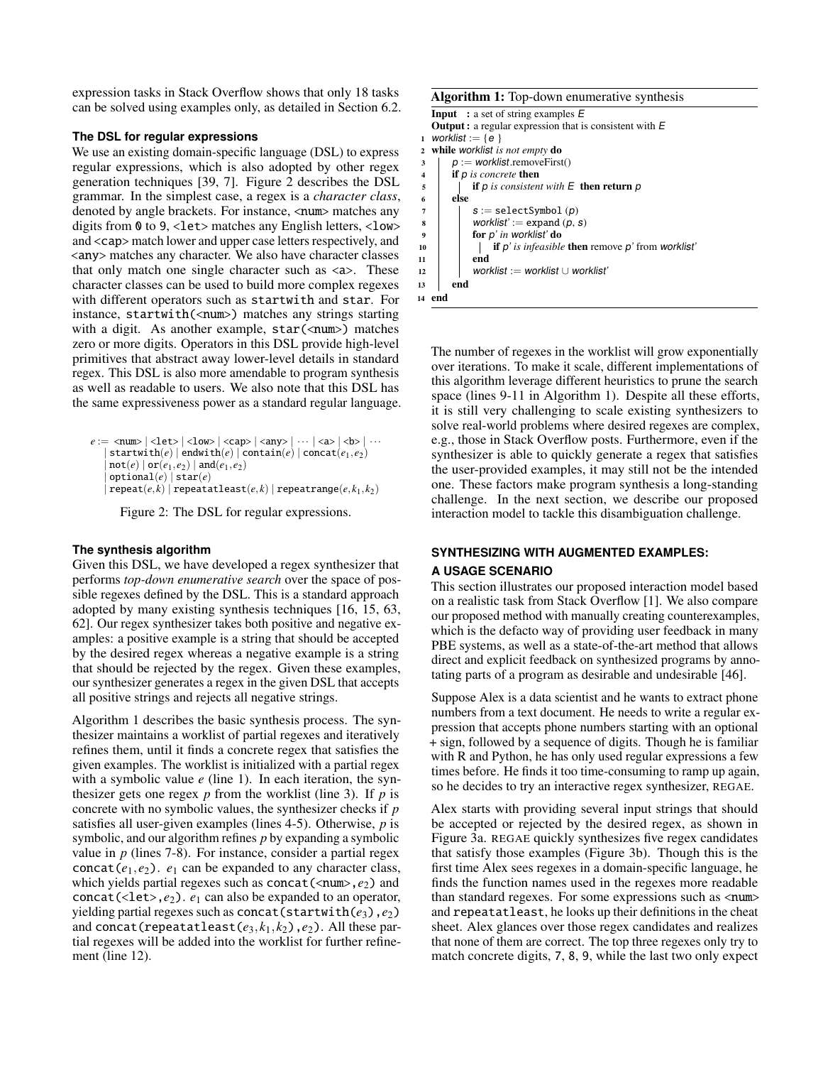expression tasks in Stack Overflow shows that only 18 tasks can be solved using examples only, as detailed in Section 6.2.

### The DSL for regular expressions

We use an existing domain-specific language (DSL) to express regular expressions, which is also adopted by other regex generation techniques [39, 7]. Figure 2 describes the DSL grammar. In the simplest case, a regex is a *character class*, denoted by angle brackets. For instance, <num> matches any digits from 0 to 9, <let> matches any English letters, <low> and <cap> match lower and upper case letters respectively, and <any> matches any character. We also have character classes that only match one single character such as <a>. These character classes can be used to build more complex regexes with different operators such as startwith and star. For instance, startwith(<num>) matches any strings starting with a digit. As another example, star(<num>) matches zero or more digits. Operators in this DSL provide high-level primitives that abstract away lower-level details in standard regex. This DSL is also more amendable to program synthesis as well as readable to users. We also note that this DSL has the same expressiveness power as a standard regular language.

```
e := <num> | <let> | <low> | <cap> | <any> | ··· | <a> | <b> | ···
   | startwith(e) | endwith(e) | contain(e) | concat(e1,e2)
   | not(e) | or(e1,e2) | and(e1,e2)
   | optional(e) | star(e)
   | repeat(e,k) | repeatatleast(e,k) | repeatrange(e,k1,k2)
```

Figure 2: The DSL for regular expressions.

### The synthesis algorithm

Given this DSL, we have developed a regex synthesizer that performs *top-down enumerative search* over the space of possible regexes defined by the DSL. This is a standard approach adopted by many existing synthesis techniques [16, 15, 63, 62]. Our regex synthesizer takes both positive and negative examples: a positive example is a string that should be accepted by the desired regex whereas a negative example is a string that should be rejected by the regex. Given these examples, our synthesizer generates a regex in the given DSL that accepts all positive strings and rejects all negative strings.

Algorithm 1 describes the basic synthesis process. The synthesizer maintains a worklist of partial regexes and iteratively refines them, until it finds a concrete regex that satisfies the given examples. The worklist is initialized with a partial regex with a symbolic value $e$ (line 1). In each iteration, the synthesizer gets one regex $p$ from the worklist (line 3). If $p$ is concrete with no symbolic values, the synthesizer checks if $p$ satisfies all user-given examples (lines 4-5). Otherwise, $p$ is symbolic, and our algorithm refines $p$ by expanding a symbolic value in $p$ (lines 7-8). For instance, consider a partial regex concat($e_1$,$e_2$). $e_1$ can be expanded to any character class, which yields partial regexes such as concat(<num>,$e_2$) and concat(<let>,$e_2$). $e_1$ can also be expanded to an operator, yielding partial regexes such as concat(startwith($e_3$),$e_2$) and concat(repeatatleast($e_3$,$k_1$,$k_2$),$e_2$). All these partial regexes will be added into the worklist for further refinement (line 12).

**Algorithm 1:** Top-down enumerative synthesis

**Input** : a set of string examples $E$
**Output :** a regular expression that is consistent with $E$

```
1  worklist := { e }
2  while worklist is not empty do
3      p := worklist.removeFirst()
4      if p is concrete then
5          if p is consistent with E then return p
6      else
7          s := selectSymbol (p)
8          worklist' := expand (p, s)
9          for p' in worklist' do
10             if p' is infeasible then remove p' from worklist'
11         end
12         worklist := worklist ∪ worklist'
13     end
14 end
```

The number of regexes in the worklist will grow exponentially over iterations. To make it scale, different implementations of this algorithm leverage different heuristics to prune the search space (lines 9-11 in Algorithm 1). Despite all these efforts, it is still very challenging to scale existing synthesizers to solve real-world problems where desired regexes are complex, e.g., those in Stack Overflow posts. Furthermore, even if the synthesizer is able to quickly generate a regex that satisfies the user-provided examples, it may still not be the intended one. These factors make program synthesis a long-standing challenge. In the next section, we describe our proposed interaction model to tackle this disambiguation challenge.

## SYNTHESIZING WITH AUGMENTED EXAMPLES: A USAGE SCENARIO

This section illustrates our proposed interaction model based on a realistic task from Stack Overflow [1]. We also compare our proposed method with manually creating counterexamples, which is the defacto way of providing user feedback in many PBE systems, as well as a state-of-the-art method that allows direct and explicit feedback on synthesized programs by annotating parts of a program as desirable and undesirable [46].

Suppose Alex is a data scientist and he wants to extract phone numbers from a text document. He needs to write a regular expression that accepts phone numbers starting with an optional + sign, followed by a sequence of digits. Though he is familiar with R and Python, he has only used regular expressions a few times before. He finds it too time-consuming to ramp up again, so he decides to try an interactive regex synthesizer, REGAE.

Alex starts with providing several input strings that should be accepted or rejected by the desired regex, as shown in Figure 3a. REGAE quickly synthesizes five regex candidates that satisfy those examples (Figure 3b). Though this is the first time Alex sees regexes in a domain-specific language, he finds the function names used in the regexes more readable than standard regexes. For some expressions such as <num> and repeatatleast, he looks up their definitions in the cheat sheet. Alex glances over those regex candidates and realizes that none of them are correct. The top three regexes only try to match concrete digits, 7, 8, 9, while the last two only expect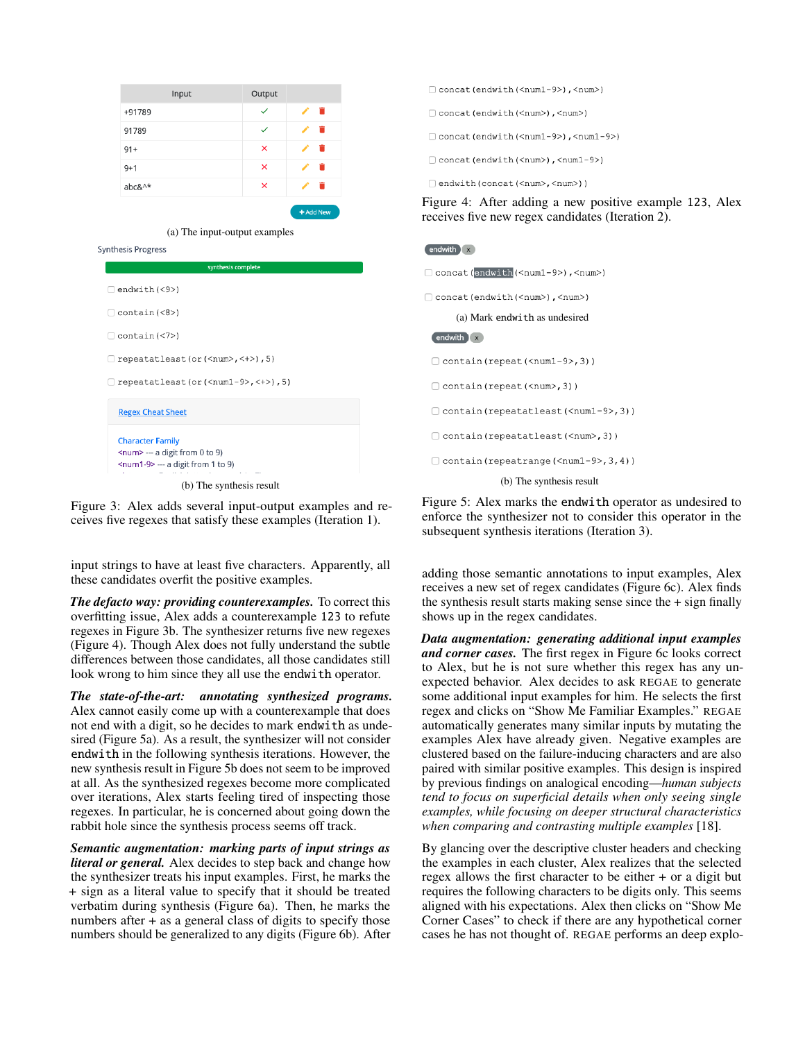| Input | Output |
|---|---|
| +91789 | ✓ |
| 91789 | ✓ |
| 91+ | ✗ |
| 9+1 | ✗ |
| abc&^* | ✗ |

(a) The input-output examples

Synthesis Progress

synthesis complete

- endwith(<9>)
- contain(<8>)
- contain(<7>)
- repeatatleast(or(<num>,<+>),5)
- repeatatleast(or(<num1-9>,<+>),5)

Regex Cheat Sheet

Character Family
<num> --- a digit from 0 to 9)
<num1-9> --- a digit from 1 to 9)

(b) The synthesis result

Figure 3: Alex adds several input-output examples and receives five regexes that satisfy these examples (Iteration 1).

input strings to have at least five characters. Apparently, all these candidates overfit the positive examples.

***The defacto way: providing counterexamples.*** To correct this overfitting issue, Alex adds a counterexample 123 to refute regexes in Figure 3b. The synthesizer returns five new regexes (Figure 4). Though Alex does not fully understand the subtle differences between those candidates, all those candidates still look wrong to him since they all use the endwith operator.

***The state-of-the-art: annotating synthesized programs.*** Alex cannot easily come up with a counterexample that does not end with a digit, so he decides to mark endwith as undesired (Figure 5a). As a result, the synthesizer will not consider endwith in the following synthesis iterations. However, the new synthesis result in Figure 5b does not seem to be improved at all. As the synthesized regexes become more complicated over iterations, Alex starts feeling tired of inspecting those regexes. In particular, he is concerned about going down the rabbit hole since the synthesis process seems off track.

***Semantic augmentation: marking parts of input strings as literal or general.*** Alex decides to step back and change how the synthesizer treats his input examples. First, he marks the + sign as a literal value to specify that it should be treated verbatim during synthesis (Figure 6a). Then, he marks the numbers after + as a general class of digits to specify those numbers should be generalized to any digits (Figure 6b). After

- concat(endwith(<num1-9>),<num>)
- concat(endwith(<num>),<num>)
- concat(endwith(<num1-9>),<num1-9>)
- concat(endwith(<num>),<num1-9>)
- endwith(concat(<num>,<num>))

Figure 4: After adding a new positive example 123, Alex receives five new regex candidates (Iteration 2).

endwith ×

- concat(endwith(<num1-9>),<num>)
- concat(endwith(<num>),<num>)

(a) Mark endwith as undesired

endwith ×

- contain(repeat(<num1-9>,3))
- contain(repeat(<num>,3))
- contain(repeatatleast(<num1-9>,3))
- contain(repeatatleast(<num>,3))
- contain(repeatrange(<num1-9>,3,4))

(b) The synthesis result

Figure 5: Alex marks the endwith operator as undesired to enforce the synthesizer not to consider this operator in the subsequent synthesis iterations (Iteration 3).

adding those semantic annotations to input examples, Alex receives a new set of regex candidates (Figure 6c). Alex finds the synthesis result starts making sense since the + sign finally shows up in the regex candidates.

***Data augmentation: generating additional input examples and corner cases.*** The first regex in Figure 6c looks correct to Alex, but he is not sure whether this regex has any unexpected behavior. Alex decides to ask REGAE to generate some additional input examples for him. He selects the first regex and clicks on "Show Me Familiar Examples." REGAE automatically generates many similar inputs by mutating the examples Alex have already given. Negative examples are clustered based on the failure-inducing characters and are also paired with similar positive examples. This design is inspired by previous findings on analogical encoding—*human subjects tend to focus on superficial details when only seeing single examples, while focusing on deeper structural characteristics when comparing and contrasting multiple examples* [18].

By glancing over the descriptive cluster headers and checking the examples in each cluster, Alex realizes that the selected regex allows the first character to be either + or a digit but requires the following characters to be digits only. This seems aligned with his expectations. Alex then clicks on "Show Me Corner Cases" to check if there are any hypothetical corner cases he has not thought of. REGAE performs an deep explo-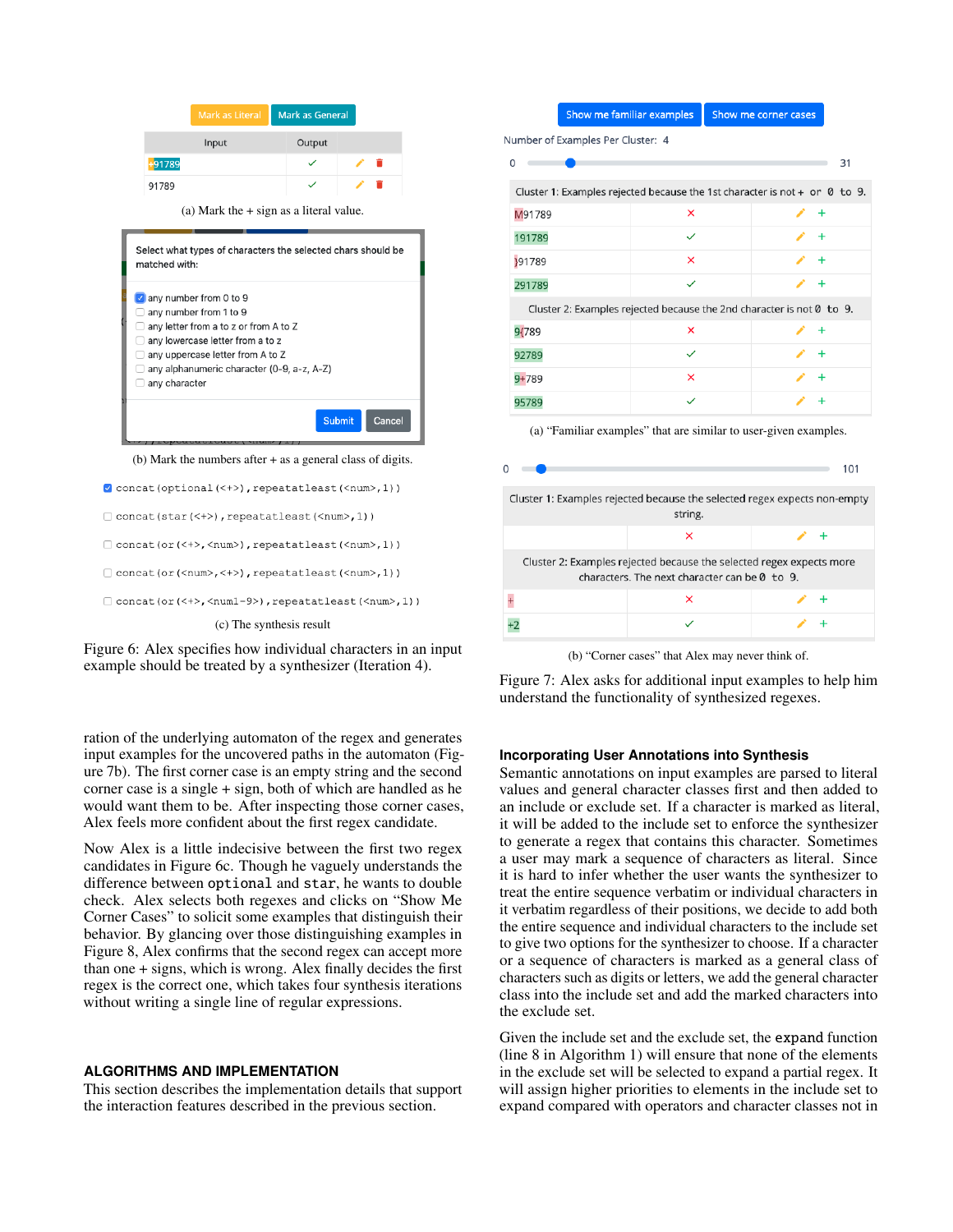Mark as Literal | Mark as General

| Input | Output | |
|---|---|---|
| +91789 | ✓ | |
| 91789 | ✓ | |

(a) Mark the + sign as a literal value.

Select what types of characters the selected chars should be matched with:

- [x] any number from 0 to 9
- [ ] any number from 1 to 9
- [ ] any letter from a to z or from A to Z
- [ ] any lowercase letter from a to z
- [ ] any uppercase letter from A to Z
- [ ] any alphanumeric character (0-9, a-z, A-Z)
- [ ] any character

Submit | Cancel

(b) Mark the numbers after + as a general class of digits.

- [x] `concat(optional(<+>),repeatatleast(<num>,1))`
- [ ] `concat(star(<+>),repeatatleast(<num>,1))`
- [ ] `concat(or(<+>,<num>),repeatatleast(<num>,1))`
- [ ] `concat(or(<num>,<+>),repeatatleast(<num>,1))`
- [ ] `concat(or(<+>,<num1-9>),repeatatleast(<num>,1))`

(c) The synthesis result

Figure 6: Alex specifies how individual characters in an input example should be treated by a synthesizer (Iteration 4).

Show me familiar examples | Show me corner cases

Number of Examples Per Cluster: 4

0 — 31

Cluster 1: Examples rejected because the 1st character is not + or 0 to 9.

| Input | Output |
|---|---|
| M91789 | × |
| 191789 | ✓ |
| )91789 | × |
| 291789 | ✓ |

Cluster 2: Examples rejected because the 2nd character is not 0 to 9.

| Input | Output |
|---|---|
| 9(789 | × |
| 92789 | ✓ |
| 9+789 | × |
| 95789 | ✓ |

(a) "Familiar examples" that are similar to user-given examples.

0 — 101

Cluster 1: Examples rejected because the selected regex expects non-empty string.

| Input | Output |
|---|---|
| | × |

Cluster 2: Examples rejected because the selected regex expects more characters. The next character can be 0 to 9.

| Input | Output |
|---|---|
| + | × |
| +2 | ✓ |

(b) "Corner cases" that Alex may never think of.

Figure 7: Alex asks for additional input examples to help him understand the functionality of synthesized regexes.

ration of the underlying automaton of the regex and generates input examples for the uncovered paths in the automaton (Figure 7b). The first corner case is an empty string and the second corner case is a single + sign, both of which are handled as he would want them to be. After inspecting those corner cases, Alex feels more confident about the first regex candidate.

Now Alex is a little indecisive between the first two regex candidates in Figure 6c. Though he vaguely understands the difference between `optional` and `star`, he wants to double check. Alex selects both regexes and clicks on "Show Me Corner Cases" to solicit some examples that distinguish their behavior. By glancing over those distinguishing examples in Figure 8, Alex confirms that the second regex can accept more than one + signs, which is wrong. Alex finally decides the first regex is the correct one, which takes four synthesis iterations without writing a single line of regular expressions.

## ALGORITHMS AND IMPLEMENTATION

This section describes the implementation details that support the interaction features described in the previous section.

### Incorporating User Annotations into Synthesis

Semantic annotations on input examples are parsed to literal values and general character classes first and then added to an include or exclude set. If a character is marked as literal, it will be added to the include set to enforce the synthesizer to generate a regex that contains this character. Sometimes a user may mark a sequence of characters as literal. Since it is hard to infer whether the user wants the synthesizer to treat the entire sequence verbatim or individual characters in it verbatim regardless of their positions, we decide to add both the entire sequence and individual characters to the include set to give two options for the synthesizer to choose. If a character or a sequence of characters is marked as a general class of characters such as digits or letters, we add the general character class into the include set and add the marked characters into the exclude set.

Given the include set and the exclude set, the `expand` function (line 8 in Algorithm 1) will ensure that none of the elements in the exclude set will be selected to expand a partial regex. It will assign higher priorities to elements in the include set to expand compared with operators and character classes not in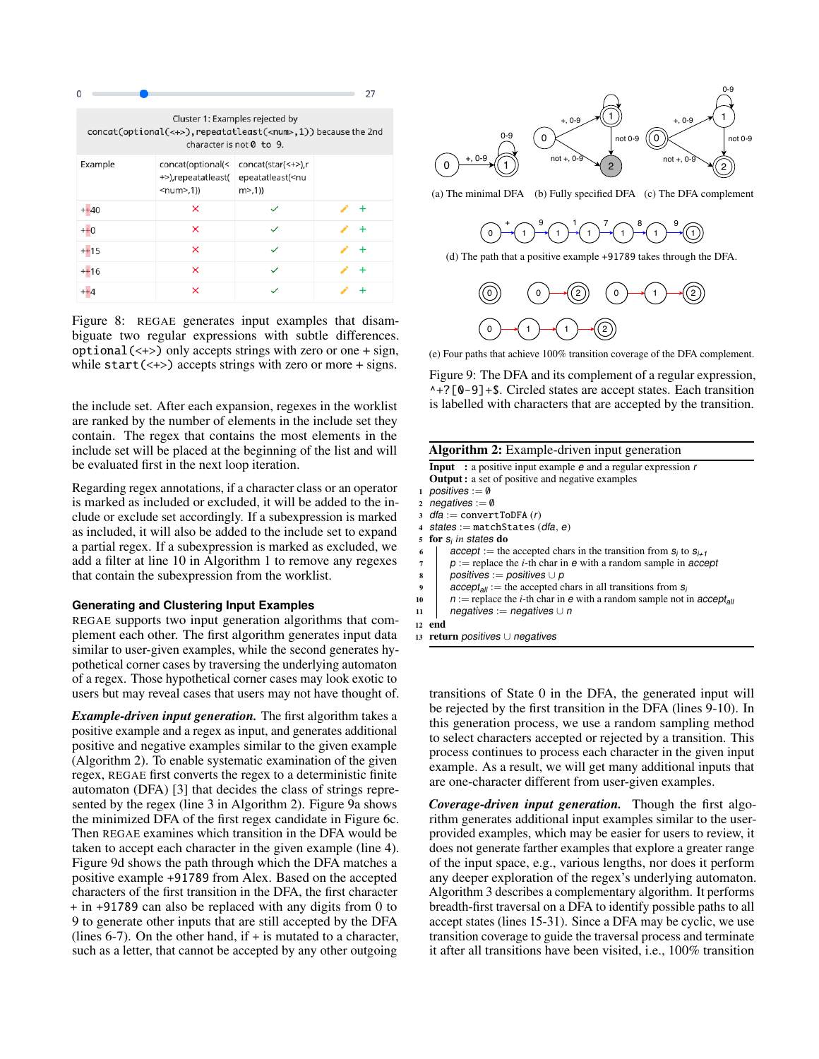| 0 | | 27 |
|---|---|---|

Cluster 1: Examples rejected by `concat(optional(<+>),repeatatleast(<num>,1))` because the 2nd character is not `0 to 9`.

| Example | concat(optional(<+>),repeatatleast(<num>,1)) | concat(star(<+>),repeatatleast(<num>,1)) | |
|---|---|---|---|
| ++40 | ✕ | ✓ | ✎ + |
| ++0 | ✕ | ✓ | ✎ + |
| ++15 | ✕ | ✓ | ✎ + |
| ++16 | ✕ | ✓ | ✎ + |
| ++4 | ✕ | ✓ | ✎ + |

Figure 8: REGAE generates input examples that disambiguate two regular expressions with subtle differences. `optional(<+>)` only accepts strings with zero or one + sign, while `start(<+>)` accepts strings with zero or more + signs.

the include set. After each expansion, regexes in the worklist are ranked by the number of elements in the include set they contain. The regex that contains the most elements in the include set will be placed at the beginning of the list and will be evaluated first in the next loop iteration.

Regarding regex annotations, if a character class or an operator is marked as included or excluded, it will be added to the include or exclude set accordingly. If a subexpression is marked as included, it will also be added to the include set to expand a partial regex. If a subexpression is marked as excluded, we add a filter at line 10 in Algorithm 1 to remove any regexes that contain the subexpression from the worklist.

### Generating and Clustering Input Examples

REGAE supports two input generation algorithms that complement each other. The first algorithm generates input data similar to user-given examples, while the second generates hypothetical corner cases by traversing the underlying automaton of a regex. Those hypothetical corner cases may look exotic to users but may reveal cases that users may not have thought of.

***Example-driven input generation.*** The first algorithm takes a positive example and a regex as input, and generates additional positive and negative examples similar to the given example (Algorithm 2). To enable systematic examination of the given regex, REGAE first converts the regex to a deterministic finite automaton (DFA) [3] that decides the class of strings represented by the regex (line 3 in Algorithm 2). Figure 9a shows the minimized DFA of the first regex candidate in Figure 6c. Then REGAE examines which transition in the DFA would be taken to accept each character in the given example (line 4). Figure 9d shows the path through which the DFA matches a positive example +91789 from Alex. Based on the accepted characters of the first transition in the DFA, the first character + in +91789 can also be replaced with any digits from 0 to 9 to generate other inputs that are still accepted by the DFA (lines 6-7). On the other hand, if + is mutated to a character, such as a letter, that cannot be accepted by any other outgoing transitions of State 0 in the DFA, the generated input will be rejected by the first transition in the DFA (lines 9-10). In this generation process, we use a random sampling method to select characters accepted or rejected by a transition. This process continues to process each character in the given input example. As a result, we will get many additional inputs that are one-character different from user-given examples.

(a) The minimal DFA (b) Fully specified DFA (c) The DFA complement

(d) The path that a positive example +91789 takes through the DFA.

(e) Four paths that achieve 100% transition coverage of the DFA complement.

Figure 9: The DFA and its complement of a regular expression, `^+?[0-9]+$`. Circled states are accept states. Each transition is labelled with characters that are accepted by the transition.

**Algorithm 2:** Example-driven input generation

**Input :** a positive input example $e$ and a regular expression $r$
**Output :** a set of positive and negative examples

```
1  positives := ∅
2  negatives := ∅
3  dfa := convertToDFA (r)
4  states := matchStates (dfa, e)
5  for s_i in states do
6      accept := the accepted chars in the transition from s_i to s_{i+1}
7      p := replace the i-th char in e with a random sample in accept
8      positives := positives ∪ p
9      accept_all := the accepted chars in all transitions from s_i
10     n := replace the i-th char in e with a random sample not in accept_all
11     negatives := negatives ∪ n
12 end
13 return positives ∪ negatives
```

***Coverage-driven input generation.*** Though the first algorithm generates additional input examples similar to the user-provided examples, which may be easier for users to review, it does not generate farther examples that explore a greater range of the input space, e.g., various lengths, nor does it perform any deeper exploration of the regex's underlying automaton. Algorithm 3 describes a complementary algorithm. It performs breadth-first traversal on a DFA to identify possible paths to all accept states (lines 15-31). Since a DFA may be cyclic, we use transition coverage to guide the traversal process and terminate it after all transitions have been visited, i.e., 100% transition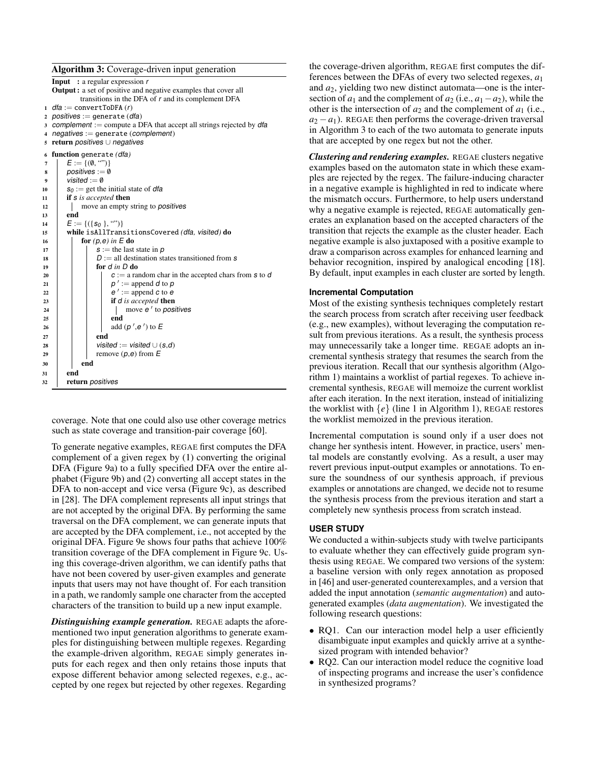**Algorithm 3:** Coverage-driven input generation

```
Input  : a regular expression r
Output : a set of positive and negative examples that cover all
         transitions in the DFA of r and its complement DFA
1  dfa := convertToDFA (r)
2  positives := generate (dfa)
3  complement := compute a DFA that accept all strings rejected by dfa
4  negatives := generate (complement)
5  return positives ∪ negatives
6  function generate (dfa)
7      E := {(∅, "")}
8      positives := ∅
9      visited := ∅
10     s0 := get the initial state of dfa
11     if s is accepted then
12         move an empty string to positives
13     end
14     E := {({s0 }, "")}
15     while isAllTransitionsCovered (dfa, visited) do
16         for (p,e) in E do
17             s := the last state in p
18             D := all destination states transitioned from s
19             for d in D do
20                 c := a random char in the accepted chars from s to d
21                 p′ := append d to p
22                 e′ := append c to e
23                 if d is accepted then
24                     move e′ to positives
25                 end
26                 add (p′,e′) to E
27             end
28             visited := visited ∪ (s,d)
29             remove (p,e) from E
30         end
31     end
32     return positives
```

coverage. Note that one could also use other coverage metrics such as state coverage and transition-pair coverage [60].

To generate negative examples, REGAE first computes the DFA complement of a given regex by (1) converting the original DFA (Figure 9a) to a fully specified DFA over the entire alphabet (Figure 9b) and (2) converting all accept states in the DFA to non-accept and vice versa (Figure 9c), as described in [28]. The DFA complement represents all input strings that are not accepted by the original DFA. By performing the same traversal on the DFA complement, we can generate inputs that are accepted by the DFA complement, i.e., not accepted by the original DFA. Figure 9e shows four paths that achieve 100% transition coverage of the DFA complement in Figure 9c. Using this coverage-driven algorithm, we can identify paths that have not been covered by user-given examples and generate inputs that users may not have thought of. For each transition in a path, we randomly sample one character from the accepted characters of the transition to build up a new input example.

***Distinguishing example generation.*** REGAE adapts the aforementioned two input generation algorithms to generate examples for distinguishing between multiple regexes. Regarding the example-driven algorithm, REGAE simply generates inputs for each regex and then only retains those inputs that expose different behavior among selected regexes, e.g., accepted by one regex but rejected by other regexes. Regarding the coverage-driven algorithm, REGAE first computes the differences between the DFAs of every two selected regexes, $a_1$ and $a_2$, yielding two new distinct automata—one is the intersection of $a_1$ and the complement of $a_2$ (i.e., $a_1 - a_2$), while the other is the intersection of $a_2$ and the complement of $a_1$ (i.e., $a_2 - a_1$). REGAE then performs the coverage-driven traversal in Algorithm 3 to each of the two automata to generate inputs that are accepted by one regex but not the other.

***Clustering and rendering examples.*** REGAE clusters negative examples based on the automaton state in which these examples are rejected by the regex. The failure-inducing character in a negative example is highlighted in red to indicate where the mismatch occurs. Furthermore, to help users understand why a negative example is rejected, REGAE automatically generates an explanation based on the accepted characters of the transition that rejects the example as the cluster header. Each negative example is also juxtaposed with a positive example to draw a comparison across examples for enhanced learning and behavior recognition, inspired by analogical encoding [18]. By default, input examples in each cluster are sorted by length.

### Incremental Computation

Most of the existing synthesis techniques completely restart the search process from scratch after receiving user feedback (e.g., new examples), without leveraging the computation result from previous iterations. As a result, the synthesis process may unnecessarily take a longer time. REGAE adopts an incremental synthesis strategy that resumes the search from the previous iteration. Recall that our synthesis algorithm (Algorithm 1) maintains a worklist of partial regexes. To achieve incremental synthesis, REGAE will memoize the current worklist after each iteration. In the next iteration, instead of initializing the worklist with $\{e\}$ (line 1 in Algorithm 1), REGAE restores the worklist memoized in the previous iteration.

Incremental computation is sound only if a user does not change her synthesis intent. However, in practice, users' mental models are constantly evolving. As a result, a user may revert previous input-output examples or annotations. To ensure the soundness of our synthesis approach, if previous examples or annotations are changed, we decide not to resume the synthesis process from the previous iteration and start a completely new synthesis process from scratch instead.

## USER STUDY

We conducted a within-subjects study with twelve participants to evaluate whether they can effectively guide program synthesis using REGAE. We compared two versions of the system: a baseline version with only regex annotation as proposed in [46] and user-generated counterexamples, and a version that added the input annotation (*semantic augmentation*) and auto-generated examples (*data augmentation*). We investigated the following research questions:

- RQ1. Can our interaction model help a user efficiently disambiguate input examples and quickly arrive at a synthesized program with intended behavior?
- RQ2. Can our interaction model reduce the cognitive load of inspecting programs and increase the user's confidence in synthesized programs?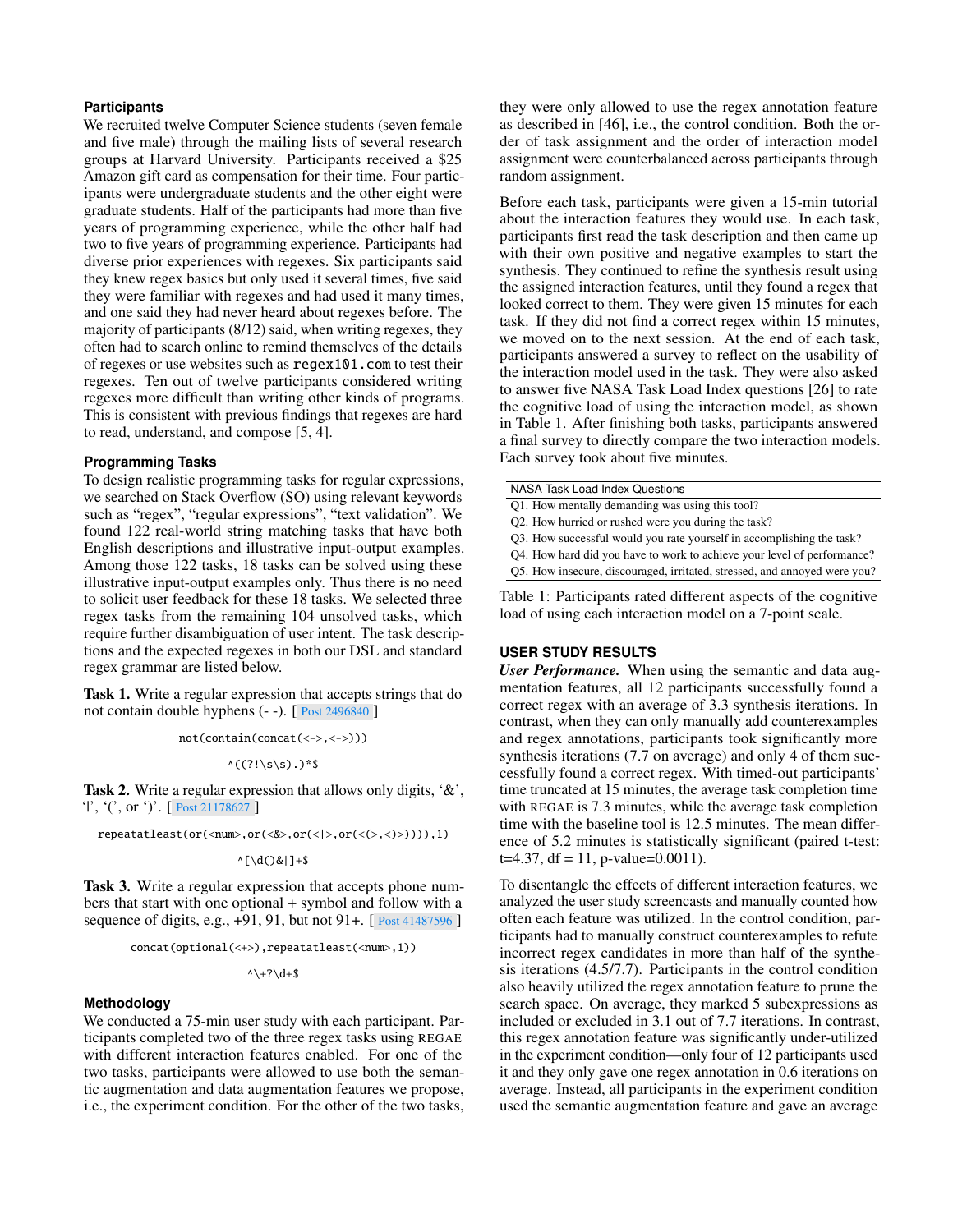### Participants

We recruited twelve Computer Science students (seven female and five male) through the mailing lists of several research groups at Harvard University. Participants received a $25 Amazon gift card as compensation for their time. Four participants were undergraduate students and the other eight were graduate students. Half of the participants had more than five years of programming experience, while the other half had two to five years of programming experience. Participants had diverse prior experiences with regexes. Six participants said they knew regex basics but only used it several times, five said they were familiar with regexes and had used it many times, and one said they had never heard about regexes before. The majority of participants (8/12) said, when writing regexes, they often had to search online to remind themselves of the details of regexes or use websites such as `regex101.com` to test their regexes. Ten out of twelve participants considered writing regexes more difficult than writing other kinds of programs. This is consistent with previous findings that regexes are hard to read, understand, and compose [5, 4].

### Programming Tasks

To design realistic programming tasks for regular expressions, we searched on Stack Overflow (SO) using relevant keywords such as "regex", "regular expressions", "text validation". We found 122 real-world string matching tasks that have both English descriptions and illustrative input-output examples. Among those 122 tasks, 18 tasks can be solved using these illustrative input-output examples only. Thus there is no need to solicit user feedback for these 18 tasks. We selected three regex tasks from the remaining 104 unsolved tasks, which require further disambiguation of user intent. The task descriptions and the expected regexes in both our DSL and standard regex grammar are listed below.

**Task 1.** Write a regular expression that accepts strings that do not contain double hyphens (- -). [ Post 2496840 ]

```
not(contain(concat(<->,<->)))
^((?!\s\s).)*$
```

**Task 2.** Write a regular expression that allows only digits, '&', '|', '(', or ')'. [ Post 21178627 ]

```
repeatatleast(or(<num>,or(<&>,or(<|>,or(<(>,<)>)))),1)
^[\d()&|]+$
```

**Task 3.** Write a regular expression that accepts phone numbers that start with one optional + symbol and follow with a sequence of digits, e.g., +91, 91, but not 91+. [ Post 41487596 ]

```
concat(optional(<+>),repeatatleast(<num>,1))
^\+?\d+$
```

### Methodology

We conducted a 75-min user study with each participant. Participants completed two of the three regex tasks using REGAE with different interaction features enabled. For one of the two tasks, participants were allowed to use both the semantic augmentation and data augmentation features we propose, i.e., the experiment condition. For the other of the two tasks, they were only allowed to use the regex annotation feature as described in [46], i.e., the control condition. Both the order of task assignment and the order of interaction model assignment were counterbalanced across participants through random assignment.

Before each task, participants were given a 15-min tutorial about the interaction features they would use. In each task, participants first read the task description and then came up with their own positive and negative examples to start the synthesis. They continued to refine the synthesis result using the assigned interaction features, until they found a regex that looked correct to them. They were given 15 minutes for each task. If they did not find a correct regex within 15 minutes, we moved on to the next session. At the end of each task, participants answered a survey to reflect on the usability of the interaction model used in the task. They were also asked to answer five NASA Task Load Index questions [26] to rate the cognitive load of using the interaction model, as shown in Table 1. After finishing both tasks, participants answered a final survey to directly compare the two interaction models. Each survey took about five minutes.

| NASA Task Load Index Questions |
|---|
| Q1. How mentally demanding was using this tool? |
| Q2. How hurried or rushed were you during the task? |
| Q3. How successful would you rate yourself in accomplishing the task? |
| Q4. How hard did you have to work to achieve your level of performance? |
| Q5. How insecure, discouraged, irritated, stressed, and annoyed were you? |

Table 1: Participants rated different aspects of the cognitive load of using each interaction model on a 7-point scale.

## USER STUDY RESULTS

***User Performance.*** When using the semantic and data augmentation features, all 12 participants successfully found a correct regex with an average of 3.3 synthesis iterations. In contrast, when they can only manually add counterexamples and regex annotations, participants took significantly more synthesis iterations (7.7 on average) and only 4 of them successfully found a correct regex. With timed-out participants' time truncated at 15 minutes, the average task completion time with REGAE is 7.3 minutes, while the average task completion time with the baseline tool is 12.5 minutes. The mean difference of 5.2 minutes is statistically significant (paired t-test: $t=4.37$, $df = 11$, p-value=0.0011).

To disentangle the effects of different interaction features, we analyzed the user study screencasts and manually counted how often each feature was utilized. In the control condition, participants had to manually construct counterexamples to refute incorrect regex candidates in more than half of the synthesis iterations (4.5/7.7). Participants in the control condition also heavily utilized the regex annotation feature to prune the search space. On average, they marked 5 subexpressions as included or excluded in 3.1 out of 7.7 iterations. In contrast, this regex annotation feature was significantly under-utilized in the experiment condition—only four of 12 participants used it and they only gave one regex annotation in 0.6 iterations on average. Instead, all participants in the experiment condition used the semantic augmentation feature and gave an average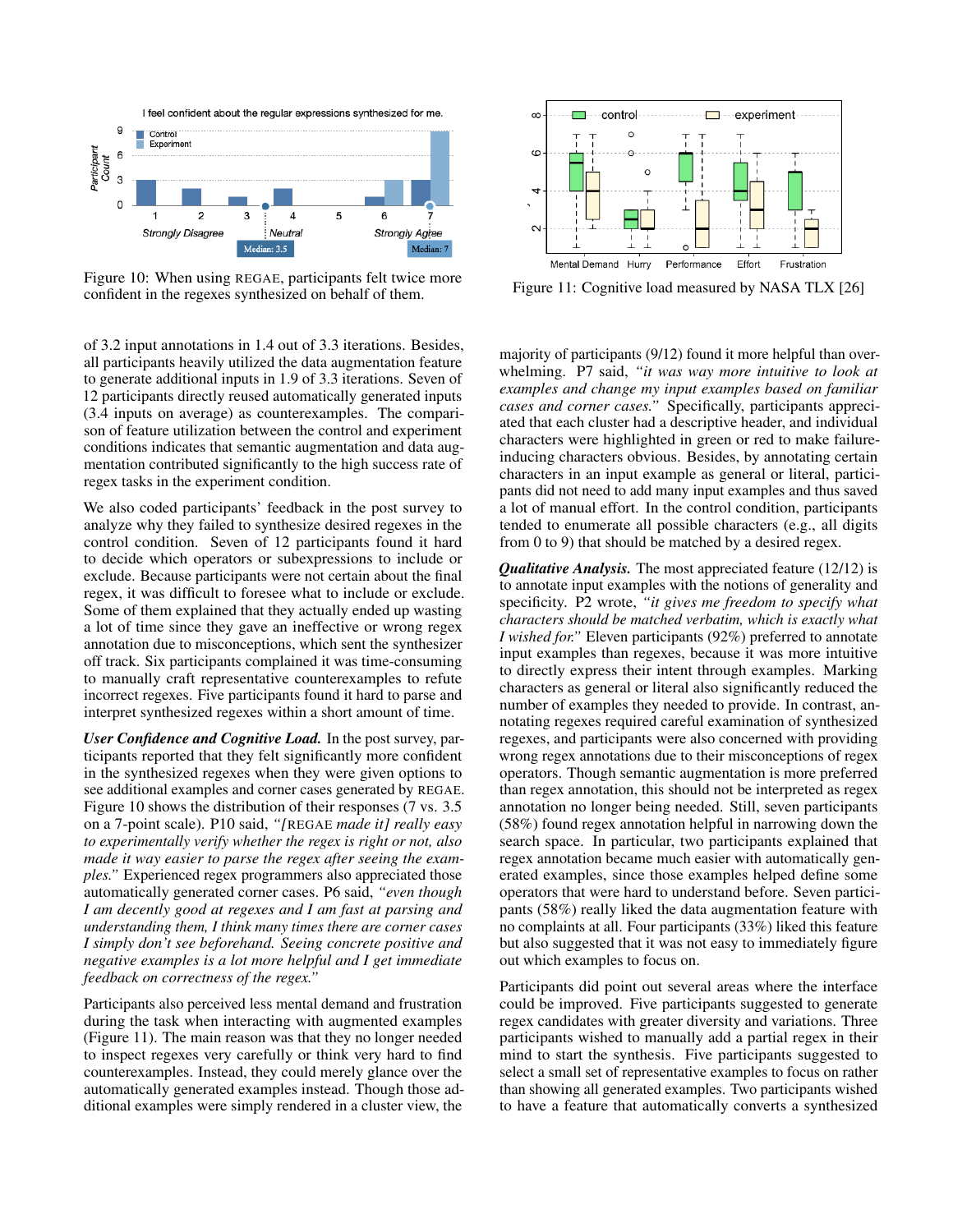Figure 10: When using REGAE, participants felt twice more confident in the regexes synthesized on behalf of them.

Figure 11: Cognitive load measured by NASA TLX [26]

of 3.2 input annotations in 1.4 out of 3.3 iterations. Besides, all participants heavily utilized the data augmentation feature to generate additional inputs in 1.9 of 3.3 iterations. Seven of 12 participants directly reused automatically generated inputs (3.4 inputs on average) as counterexamples. The comparison of feature utilization between the control and experiment conditions indicates that semantic augmentation and data augmentation contributed significantly to the high success rate of regex tasks in the experiment condition.

We also coded participants' feedback in the post survey to analyze why they failed to synthesize desired regexes in the control condition. Seven of 12 participants found it hard to decide which operators or subexpressions to include or exclude. Because participants were not certain about the final regex, it was difficult to foresee what to include or exclude. Some of them explained that they actually ended up wasting a lot of time since they gave an ineffective or wrong regex annotation due to misconceptions, which sent the synthesizer off track. Six participants complained it was time-consuming to manually craft representative counterexamples to refute incorrect regexes. Five participants found it hard to parse and interpret synthesized regexes within a short amount of time.

***User Confidence and Cognitive Load.*** In the post survey, participants reported that they felt significantly more confident in the synthesized regexes when they were given options to see additional examples and corner cases generated by REGAE. Figure 10 shows the distribution of their responses (7 vs. 3.5 on a 7-point scale). P10 said, *"[REGAE made it] really easy to experimentally verify whether the regex is right or not, also made it way easier to parse the regex after seeing the examples."* Experienced regex programmers also appreciated those automatically generated corner cases. P6 said, *"even though I am decently good at regexes and I am fast at parsing and understanding them, I think many times there are corner cases I simply don't see beforehand. Seeing concrete positive and negative examples is a lot more helpful and I get immediate feedback on correctness of the regex."*

Participants also perceived less mental demand and frustration during the task when interacting with augmented examples (Figure 11). The main reason was that they no longer needed to inspect regexes very carefully or think very hard to find counterexamples. Instead, they could merely glance over the automatically generated examples instead. Though those additional examples were simply rendered in a cluster view, the majority of participants (9/12) found it more helpful than overwhelming. P7 said, *"it was way more intuitive to look at examples and change my input examples based on familiar cases and corner cases."* Specifically, participants appreciated that each cluster had a descriptive header, and individual characters were highlighted in green or red to make failure-inducing characters obvious. Besides, by annotating certain characters in an input example as general or literal, participants did not need to add many input examples and thus saved a lot of manual effort. In the control condition, participants tended to enumerate all possible characters (e.g., all digits from 0 to 9) that should be matched by a desired regex.

***Qualitative Analysis.*** The most appreciated feature (12/12) is to annotate input examples with the notions of generality and specificity. P2 wrote, *"it gives me freedom to specify what characters should be matched verbatim, which is exactly what I wished for."* Eleven participants (92%) preferred to annotate input examples than regexes, because it was more intuitive to directly express their intent through examples. Marking characters as general or literal also significantly reduced the number of examples they needed to provide. In contrast, annotating regexes required careful examination of synthesized regexes, and participants were also concerned with providing wrong regex annotations due to their misconceptions of regex operators. Though semantic augmentation is more preferred than regex annotation, this should not be interpreted as regex annotation no longer being needed. Still, seven participants (58%) found regex annotation helpful in narrowing down the search space. In particular, two participants explained that regex annotation became much easier with automatically generated examples, since those examples helped define some operators that were hard to understand before. Seven participants (58%) really liked the data augmentation feature with no complaints at all. Four participants (33%) liked this feature but also suggested that it was not easy to immediately figure out which examples to focus on.

Participants did point out several areas where the interface could be improved. Five participants suggested to generate regex candidates with greater diversity and variations. Three participants wished to manually add a partial regex in their mind to start the synthesis. Five participants suggested to select a small set of representative examples to focus on rather than showing all generated examples. Two participants wished to have a feature that automatically converts a synthesized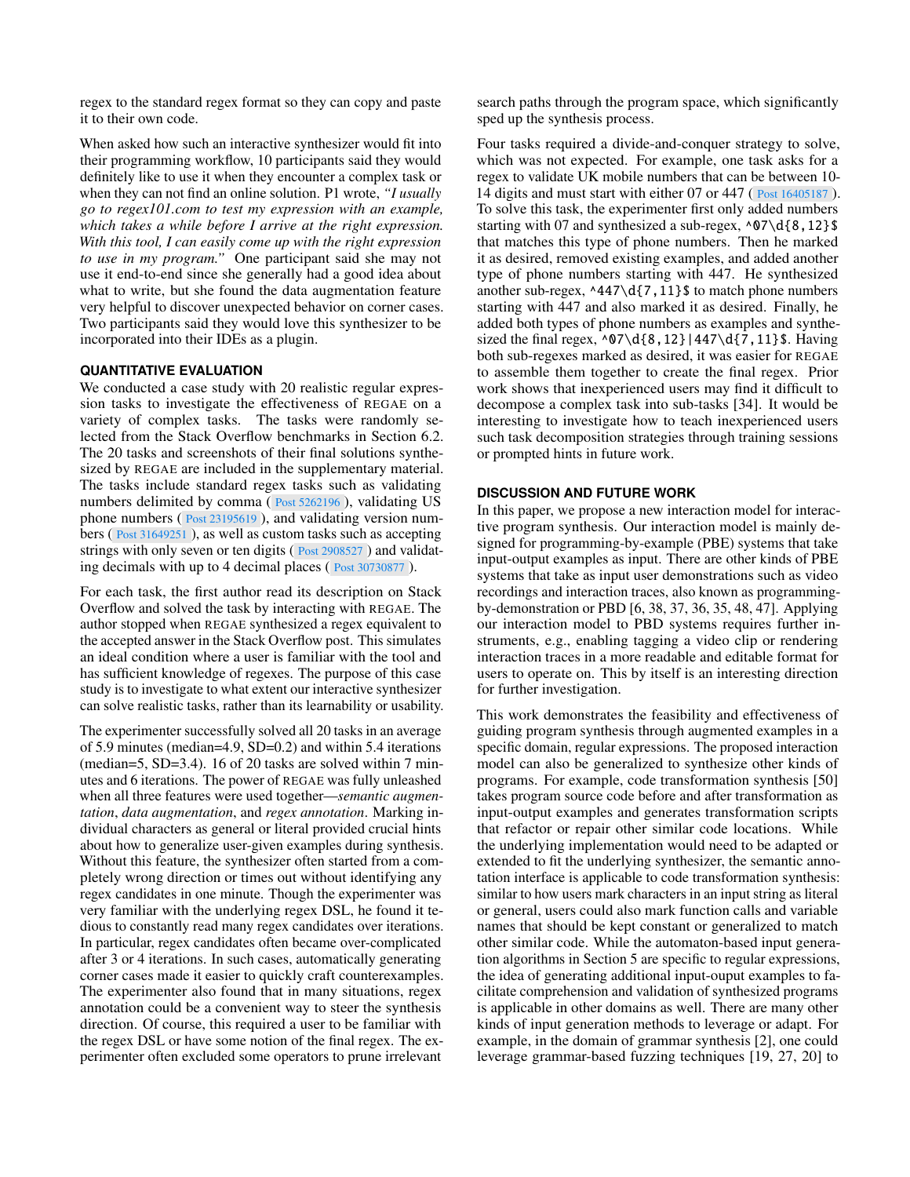regex to the standard regex format so they can copy and paste it to their own code.

When asked how such an interactive synthesizer would fit into their programming workflow, 10 participants said they would definitely like to use it when they encounter a complex task or when they can not find an online solution. P1 wrote, *"I usually go to regex101.com to test my expression with an example, which takes a while before I arrive at the right expression. With this tool, I can easily come up with the right expression to use in my program."* One participant said she may not use it end-to-end since she generally had a good idea about what to write, but she found the data augmentation feature very helpful to discover unexpected behavior on corner cases. Two participants said they would love this synthesizer to be incorporated into their IDEs as a plugin.

## QUANTITATIVE EVALUATION

We conducted a case study with 20 realistic regular expression tasks to investigate the effectiveness of REGAE on a variety of complex tasks. The tasks were randomly selected from the Stack Overflow benchmarks in Section 6.2. The 20 tasks and screenshots of their final solutions synthesized by REGAE are included in the supplementary material. The tasks include standard regex tasks such as validating numbers delimited by comma ( Post 5262196 ), validating US phone numbers ( Post 23195619 ), and validating version numbers ( Post 31649251 ), as well as custom tasks such as accepting strings with only seven or ten digits ( Post 2908527 ) and validating decimals with up to 4 decimal places ( Post 30730877 ).

For each task, the first author read its description on Stack Overflow and solved the task by interacting with REGAE. The author stopped when REGAE synthesized a regex equivalent to the accepted answer in the Stack Overflow post. This simulates an ideal condition where a user is familiar with the tool and has sufficient knowledge of regexes. The purpose of this case study is to investigate to what extent our interactive synthesizer can solve realistic tasks, rather than its learnability or usability.

The experimenter successfully solved all 20 tasks in an average of 5.9 minutes (median=4.9, SD=0.2) and within 5.4 iterations (median=5, SD=3.4). 16 of 20 tasks are solved within 7 minutes and 6 iterations. The power of REGAE was fully unleashed when all three features were used together—*semantic augmentation*, *data augmentation*, and *regex annotation*. Marking individual characters as general or literal provided crucial hints about how to generalize user-given examples during synthesis. Without this feature, the synthesizer often started from a completely wrong direction or times out without identifying any regex candidates in one minute. Though the experimenter was very familiar with the underlying regex DSL, he found it tedious to constantly read many regex candidates over iterations. In particular, regex candidates often became over-complicated after 3 or 4 iterations. In such cases, automatically generating corner cases made it easier to quickly craft counterexamples. The experimenter also found that in many situations, regex annotation could be a convenient way to steer the synthesis direction. Of course, this required a user to be familiar with the regex DSL or have some notion of the final regex. The experimenter often excluded some operators to prune irrelevant search paths through the program space, which significantly sped up the synthesis process.

Four tasks required a divide-and-conquer strategy to solve, which was not expected. For example, one task asks for a regex to validate UK mobile numbers that can be between 10-14 digits and must start with either 07 or 447 ( Post 16405187 ). To solve this task, the experimenter first only added numbers starting with 07 and synthesized a sub-regex, `^07\d{8,12}$` that matches this type of phone numbers. Then he marked it as desired, removed existing examples, and added another type of phone numbers starting with 447. He synthesized another sub-regex, `^447\d{7,11}$` to match phone numbers starting with 447 and also marked it as desired. Finally, he added both types of phone numbers as examples and synthesized the final regex, `^07\d{8,12}|447\d{7,11}$`. Having both sub-regexes marked as desired, it was easier for REGAE to assemble them together to create the final regex. Prior work shows that inexperienced users may find it difficult to decompose a complex task into sub-tasks [34]. It would be interesting to investigate how to teach inexperienced users such task decomposition strategies through training sessions or prompted hints in future work.

## DISCUSSION AND FUTURE WORK

In this paper, we propose a new interaction model for interactive program synthesis. Our interaction model is mainly designed for programming-by-example (PBE) systems that take input-output examples as input. There are other kinds of PBE systems that take as input user demonstrations such as video recordings and interaction traces, also known as programming-by-demonstration or PBD [6, 38, 37, 36, 35, 48, 47]. Applying our interaction model to PBD systems requires further instruments, e.g., enabling tagging a video clip or rendering interaction traces in a more readable and editable format for users to operate on. This by itself is an interesting direction for further investigation.

This work demonstrates the feasibility and effectiveness of guiding program synthesis through augmented examples in a specific domain, regular expressions. The proposed interaction model can also be generalized to synthesize other kinds of programs. For example, code transformation synthesis [50] takes program source code before and after transformation as input-output examples and generates transformation scripts that refactor or repair other similar code locations. While the underlying implementation would need to be adapted or extended to fit the underlying synthesizer, the semantic annotation interface is applicable to code transformation synthesis: similar to how users mark characters in an input string as literal or general, users could also mark function calls and variable names that should be kept constant or generalized to match other similar code. While the automaton-based input generation algorithms in Section 5 are specific to regular expressions, the idea of generating additional input-ouput examples to facilitate comprehension and validation of synthesized programs is applicable in other domains as well. There are many other kinds of input generation methods to leverage or adapt. For example, in the domain of grammar synthesis [2], one could leverage grammar-based fuzzing techniques [19, 27, 20] to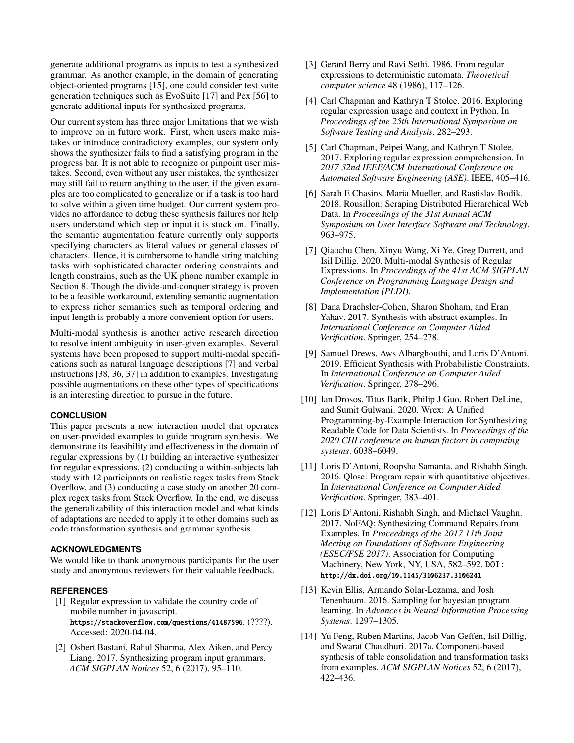generate additional programs as inputs to test a synthesized grammar. As another example, in the domain of generating object-oriented programs [15], one could consider test suite generation techniques such as EvoSuite [17] and Pex [56] to generate additional inputs for synthesized programs.

Our current system has three major limitations that we wish to improve on in future work. First, when users make mistakes or introduce contradictory examples, our system only shows the synthesizer fails to find a satisfying program in the progress bar. It is not able to recognize or pinpoint user mistakes. Second, even without any user mistakes, the synthesizer may still fail to return anything to the user, if the given examples are too complicated to generalize or if a task is too hard to solve within a given time budget. Our current system provides no affordance to debug these synthesis failures nor help users understand which step or input it is stuck on. Finally, the semantic augmentation feature currently only supports specifying characters as literal values or general classes of characters. Hence, it is cumbersome to handle string matching tasks with sophisticated character ordering constraints and length constrains, such as the UK phone number example in Section 8. Though the divide-and-conquer strategy is proven to be a feasible workaround, extending semantic augmentation to express richer semantics such as temporal ordering and input length is probably a more convenient option for users.

Multi-modal synthesis is another active research direction to resolve intent ambiguity in user-given examples. Several systems have been proposed to support multi-modal specifications such as natural language descriptions [7] and verbal instructions [38, 36, 37] in addition to examples. Investigating possible augmentations on these other types of specifications is an interesting direction to pursue in the future.

## CONCLUSION

This paper presents a new interaction model that operates on user-provided examples to guide program synthesis. We demonstrate its feasibility and effectiveness in the domain of regular expressions by (1) building an interactive synthesizer for regular expressions, (2) conducting a within-subjects lab study with 12 participants on realistic regex tasks from Stack Overflow, and (3) conducting a case study on another 20 complex regex tasks from Stack Overflow. In the end, we discuss the generalizability of this interaction model and what kinds of adaptations are needed to apply it to other domains such as code transformation synthesis and grammar synthesis.

## ACKNOWLEDGMENTS

We would like to thank anonymous participants for the user study and anonymous reviewers for their valuable feedback.

## REFERENCES

[1] Regular expression to validate the country code of mobile number in javascript. https://stackoverflow.com/questions/41487596. (????). Accessed: 2020-04-04.

[2] Osbert Bastani, Rahul Sharma, Alex Aiken, and Percy Liang. 2017. Synthesizing program input grammars. *ACM SIGPLAN Notices* 52, 6 (2017), 95–110.

[3] Gerard Berry and Ravi Sethi. 1986. From regular expressions to deterministic automata. *Theoretical computer science* 48 (1986), 117–126.

[4] Carl Chapman and Kathryn T Stolee. 2016. Exploring regular expression usage and context in Python. In *Proceedings of the 25th International Symposium on Software Testing and Analysis*. 282–293.

[5] Carl Chapman, Peipei Wang, and Kathryn T Stolee. 2017. Exploring regular expression comprehension. In *2017 32nd IEEE/ACM International Conference on Automated Software Engineering (ASE)*. IEEE, 405–416.

[6] Sarah E Chasins, Maria Mueller, and Rastislav Bodik. 2018. Rousillon: Scraping Distributed Hierarchical Web Data. In *Proceedings of the 31st Annual ACM Symposium on User Interface Software and Technology*. 963–975.

[7] Qiaochu Chen, Xinyu Wang, Xi Ye, Greg Durrett, and Isil Dillig. 2020. Multi-modal Synthesis of Regular Expressions. In *Proceedings of the 41st ACM SIGPLAN Conference on Programming Language Design and Implementation (PLDI)*.

[8] Dana Drachsler-Cohen, Sharon Shoham, and Eran Yahav. 2017. Synthesis with abstract examples. In *International Conference on Computer Aided Verification*. Springer, 254–278.

[9] Samuel Drews, Aws Albarghouthi, and Loris D'Antoni. 2019. Efficient Synthesis with Probabilistic Constraints. In *International Conference on Computer Aided Verification*. Springer, 278–296.

[10] Ian Drosos, Titus Barik, Philip J Guo, Robert DeLine, and Sumit Gulwani. 2020. Wrex: A Unified Programming-by-Example Interaction for Synthesizing Readable Code for Data Scientists. In *Proceedings of the 2020 CHI conference on human factors in computing systems*. 6038–6049.

[11] Loris D'Antoni, Roopsha Samanta, and Rishabh Singh. 2016. Qlose: Program repair with quantitative objectives. In *International Conference on Computer Aided Verification*. Springer, 383–401.

[12] Loris D'Antoni, Rishabh Singh, and Michael Vaughn. 2017. NoFAQ: Synthesizing Command Repairs from Examples. In *Proceedings of the 2017 11th Joint Meeting on Foundations of Software Engineering (ESEC/FSE 2017)*. Association for Computing Machinery, New York, NY, USA, 582–592. DOI: http://dx.doi.org/10.1145/3106237.3106241

[13] Kevin Ellis, Armando Solar-Lezama, and Josh Tenenbaum. 2016. Sampling for bayesian program learning. In *Advances in Neural Information Processing Systems*. 1297–1305.

[14] Yu Feng, Ruben Martins, Jacob Van Geffen, Isil Dillig, and Swarat Chaudhuri. 2017a. Component-based synthesis of table consolidation and transformation tasks from examples. *ACM SIGPLAN Notices* 52, 6 (2017), 422–436.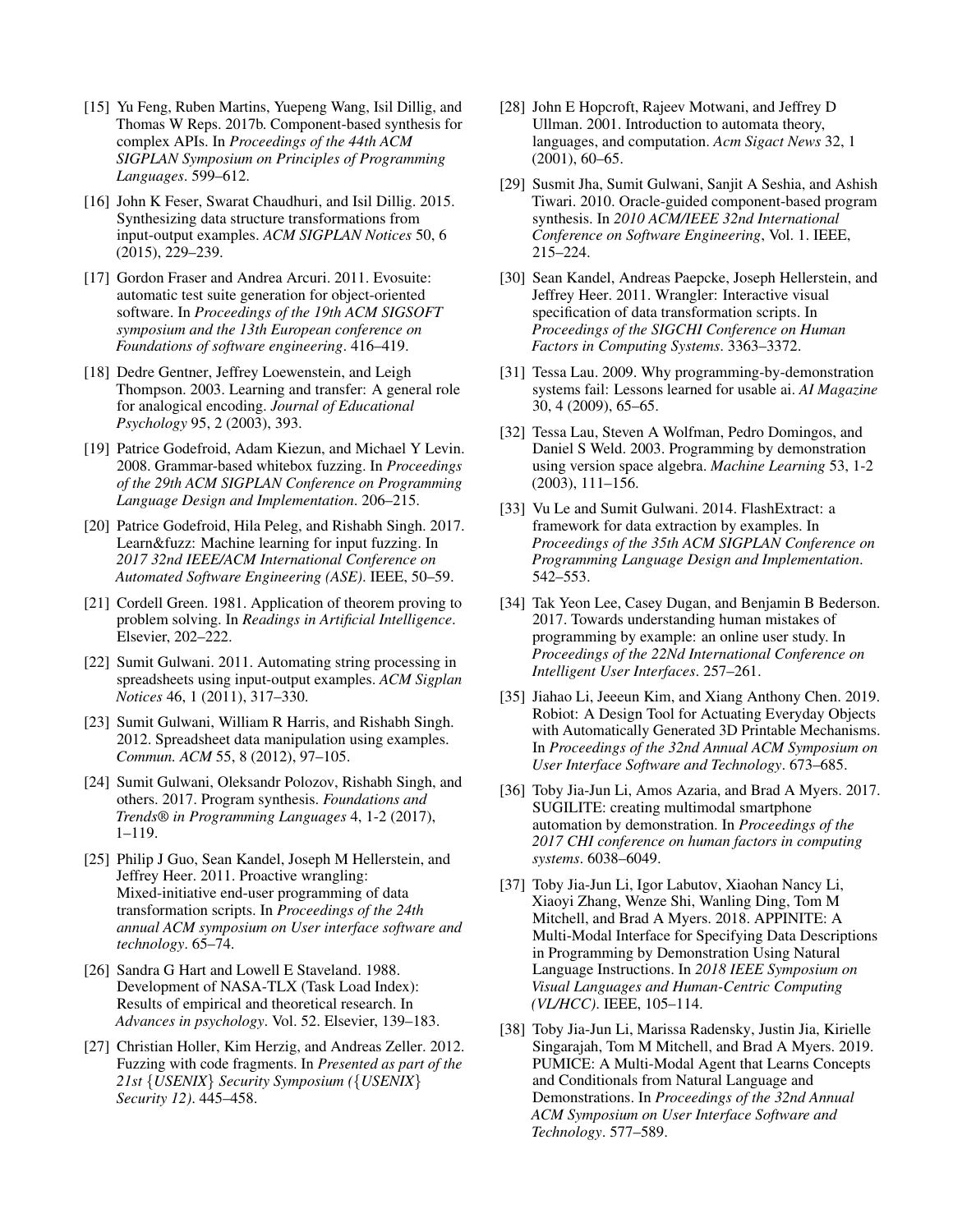[15] Yu Feng, Ruben Martins, Yuepeng Wang, Isil Dillig, and Thomas W Reps. 2017b. Component-based synthesis for complex APIs. In *Proceedings of the 44th ACM SIGPLAN Symposium on Principles of Programming Languages*. 599–612.

[16] John K Feser, Swarat Chaudhuri, and Isil Dillig. 2015. Synthesizing data structure transformations from input-output examples. *ACM SIGPLAN Notices* 50, 6 (2015), 229–239.

[17] Gordon Fraser and Andrea Arcuri. 2011. Evosuite: automatic test suite generation for object-oriented software. In *Proceedings of the 19th ACM SIGSOFT symposium and the 13th European conference on Foundations of software engineering*. 416–419.

[18] Dedre Gentner, Jeffrey Loewenstein, and Leigh Thompson. 2003. Learning and transfer: A general role for analogical encoding. *Journal of Educational Psychology* 95, 2 (2003), 393.

[19] Patrice Godefroid, Adam Kiezun, and Michael Y Levin. 2008. Grammar-based whitebox fuzzing. In *Proceedings of the 29th ACM SIGPLAN Conference on Programming Language Design and Implementation*. 206–215.

[20] Patrice Godefroid, Hila Peleg, and Rishabh Singh. 2017. Learn&fuzz: Machine learning for input fuzzing. In *2017 32nd IEEE/ACM International Conference on Automated Software Engineering (ASE)*. IEEE, 50–59.

[21] Cordell Green. 1981. Application of theorem proving to problem solving. In *Readings in Artificial Intelligence*. Elsevier, 202–222.

[22] Sumit Gulwani. 2011. Automating string processing in spreadsheets using input-output examples. *ACM Sigplan Notices* 46, 1 (2011), 317–330.

[23] Sumit Gulwani, William R Harris, and Rishabh Singh. 2012. Spreadsheet data manipulation using examples. *Commun. ACM* 55, 8 (2012), 97–105.

[24] Sumit Gulwani, Oleksandr Polozov, Rishabh Singh, and others. 2017. Program synthesis. *Foundations and Trends® in Programming Languages* 4, 1-2 (2017), 1–119.

[25] Philip J Guo, Sean Kandel, Joseph M Hellerstein, and Jeffrey Heer. 2011. Proactive wrangling: Mixed-initiative end-user programming of data transformation scripts. In *Proceedings of the 24th annual ACM symposium on User interface software and technology*. 65–74.

[26] Sandra G Hart and Lowell E Staveland. 1988. Development of NASA-TLX (Task Load Index): Results of empirical and theoretical research. In *Advances in psychology*. Vol. 52. Elsevier, 139–183.

[27] Christian Holler, Kim Herzig, and Andreas Zeller. 2012. Fuzzing with code fragments. In *Presented as part of the 21st {USENIX} Security Symposium ({USENIX} Security 12)*. 445–458.

[28] John E Hopcroft, Rajeev Motwani, and Jeffrey D Ullman. 2001. Introduction to automata theory, languages, and computation. *Acm Sigact News* 32, 1 (2001), 60–65.

[29] Susmit Jha, Sumit Gulwani, Sanjit A Seshia, and Ashish Tiwari. 2010. Oracle-guided component-based program synthesis. In *2010 ACM/IEEE 32nd International Conference on Software Engineering*, Vol. 1. IEEE, 215–224.

[30] Sean Kandel, Andreas Paepcke, Joseph Hellerstein, and Jeffrey Heer. 2011. Wrangler: Interactive visual specification of data transformation scripts. In *Proceedings of the SIGCHI Conference on Human Factors in Computing Systems*. 3363–3372.

[31] Tessa Lau. 2009. Why programming-by-demonstration systems fail: Lessons learned for usable ai. *AI Magazine* 30, 4 (2009), 65–65.

[32] Tessa Lau, Steven A Wolfman, Pedro Domingos, and Daniel S Weld. 2003. Programming by demonstration using version space algebra. *Machine Learning* 53, 1-2 (2003), 111–156.

[33] Vu Le and Sumit Gulwani. 2014. FlashExtract: a framework for data extraction by examples. In *Proceedings of the 35th ACM SIGPLAN Conference on Programming Language Design and Implementation*. 542–553.

[34] Tak Yeon Lee, Casey Dugan, and Benjamin B Bederson. 2017. Towards understanding human mistakes of programming by example: an online user study. In *Proceedings of the 22Nd International Conference on Intelligent User Interfaces*. 257–261.

[35] Jiahao Li, Jeeeun Kim, and Xiang Anthony Chen. 2019. Robiot: A Design Tool for Actuating Everyday Objects with Automatically Generated 3D Printable Mechanisms. In *Proceedings of the 32nd Annual ACM Symposium on User Interface Software and Technology*. 673–685.

[36] Toby Jia-Jun Li, Amos Azaria, and Brad A Myers. 2017. SUGILITE: creating multimodal smartphone automation by demonstration. In *Proceedings of the 2017 CHI conference on human factors in computing systems*. 6038–6049.

[37] Toby Jia-Jun Li, Igor Labutov, Xiaohan Nancy Li, Xiaoyi Zhang, Wenze Shi, Wanling Ding, Tom M Mitchell, and Brad A Myers. 2018. APPINITE: A Multi-Modal Interface for Specifying Data Descriptions in Programming by Demonstration Using Natural Language Instructions. In *2018 IEEE Symposium on Visual Languages and Human-Centric Computing (VL/HCC)*. IEEE, 105–114.

[38] Toby Jia-Jun Li, Marissa Radensky, Justin Jia, Kirielle Singarajah, Tom M Mitchell, and Brad A Myers. 2019. PUMICE: A Multi-Modal Agent that Learns Concepts and Conditionals from Natural Language and Demonstrations. In *Proceedings of the 32nd Annual ACM Symposium on User Interface Software and Technology*. 577–589.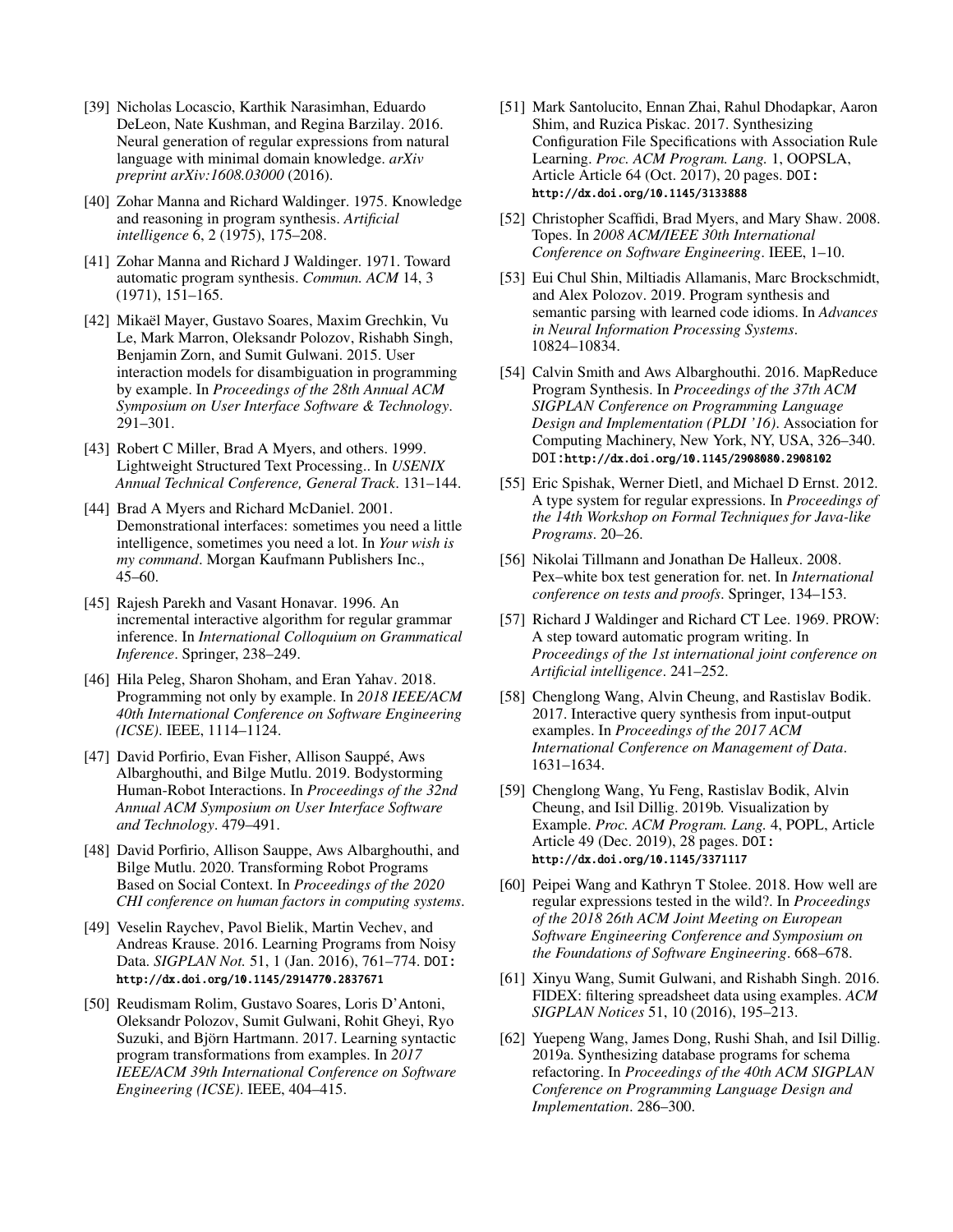[39] Nicholas Locascio, Karthik Narasimhan, Eduardo DeLeon, Nate Kushman, and Regina Barzilay. 2016. Neural generation of regular expressions from natural language with minimal domain knowledge. *arXiv preprint arXiv:1608.03000* (2016).

[40] Zohar Manna and Richard Waldinger. 1975. Knowledge and reasoning in program synthesis. *Artificial intelligence* 6, 2 (1975), 175–208.

[41] Zohar Manna and Richard J Waldinger. 1971. Toward automatic program synthesis. *Commun. ACM* 14, 3 (1971), 151–165.

[42] Mikaël Mayer, Gustavo Soares, Maxim Grechkin, Vu Le, Mark Marron, Oleksandr Polozov, Rishabh Singh, Benjamin Zorn, and Sumit Gulwani. 2015. User interaction models for disambiguation in programming by example. In *Proceedings of the 28th Annual ACM Symposium on User Interface Software & Technology*. 291–301.

[43] Robert C Miller, Brad A Myers, and others. 1999. Lightweight Structured Text Processing.. In *USENIX Annual Technical Conference, General Track*. 131–144.

[44] Brad A Myers and Richard McDaniel. 2001. Demonstrational interfaces: sometimes you need a little intelligence, sometimes you need a lot. In *Your wish is my command*. Morgan Kaufmann Publishers Inc., 45–60.

[45] Rajesh Parekh and Vasant Honavar. 1996. An incremental interactive algorithm for regular grammar inference. In *International Colloquium on Grammatical Inference*. Springer, 238–249.

[46] Hila Peleg, Sharon Shoham, and Eran Yahav. 2018. Programming not only by example. In *2018 IEEE/ACM 40th International Conference on Software Engineering (ICSE)*. IEEE, 1114–1124.

[47] David Porfirio, Evan Fisher, Allison Sauppé, Aws Albarghouthi, and Bilge Mutlu. 2019. Bodystorming Human-Robot Interactions. In *Proceedings of the 32nd Annual ACM Symposium on User Interface Software and Technology*. 479–491.

[48] David Porfirio, Allison Sauppe, Aws Albarghouthi, and Bilge Mutlu. 2020. Transforming Robot Programs Based on Social Context. In *Proceedings of the 2020 CHI conference on human factors in computing systems*.

[49] Veselin Raychev, Pavol Bielik, Martin Vechev, and Andreas Krause. 2016. Learning Programs from Noisy Data. *SIGPLAN Not.* 51, 1 (Jan. 2016), 761–774. DOI: http://dx.doi.org/10.1145/2914770.2837671

[50] Reudismam Rolim, Gustavo Soares, Loris D'Antoni, Oleksandr Polozov, Sumit Gulwani, Rohit Gheyi, Ryo Suzuki, and Björn Hartmann. 2017. Learning syntactic program transformations from examples. In *2017 IEEE/ACM 39th International Conference on Software Engineering (ICSE)*. IEEE, 404–415.

[51] Mark Santolucito, Ennan Zhai, Rahul Dhodapkar, Aaron Shim, and Ruzica Piskac. 2017. Synthesizing Configuration File Specifications with Association Rule Learning. *Proc. ACM Program. Lang.* 1, OOPSLA, Article Article 64 (Oct. 2017), 20 pages. DOI: http://dx.doi.org/10.1145/3133888

[52] Christopher Scaffidi, Brad Myers, and Mary Shaw. 2008. Topes. In *2008 ACM/IEEE 30th International Conference on Software Engineering*. IEEE, 1–10.

[53] Eui Chul Shin, Miltiadis Allamanis, Marc Brockschmidt, and Alex Polozov. 2019. Program synthesis and semantic parsing with learned code idioms. In *Advances in Neural Information Processing Systems*. 10824–10834.

[54] Calvin Smith and Aws Albarghouthi. 2016. MapReduce Program Synthesis. In *Proceedings of the 37th ACM SIGPLAN Conference on Programming Language Design and Implementation (PLDI '16)*. Association for Computing Machinery, New York, NY, USA, 326–340. DOI: http://dx.doi.org/10.1145/2908080.2908102

[55] Eric Spishak, Werner Dietl, and Michael D Ernst. 2012. A type system for regular expressions. In *Proceedings of the 14th Workshop on Formal Techniques for Java-like Programs*. 20–26.

[56] Nikolai Tillmann and Jonathan De Halleux. 2008. Pex–white box test generation for. net. In *International conference on tests and proofs*. Springer, 134–153.

[57] Richard J Waldinger and Richard CT Lee. 1969. PROW: A step toward automatic program writing. In *Proceedings of the 1st international joint conference on Artificial intelligence*. 241–252.

[58] Chenglong Wang, Alvin Cheung, and Rastislav Bodik. 2017. Interactive query synthesis from input-output examples. In *Proceedings of the 2017 ACM International Conference on Management of Data*. 1631–1634.

[59] Chenglong Wang, Yu Feng, Rastislav Bodik, Alvin Cheung, and Isil Dillig. 2019b. Visualization by Example. *Proc. ACM Program. Lang.* 4, POPL, Article Article 49 (Dec. 2019), 28 pages. DOI: http://dx.doi.org/10.1145/3371117

[60] Peipei Wang and Kathryn T Stolee. 2018. How well are regular expressions tested in the wild?. In *Proceedings of the 2018 26th ACM Joint Meeting on European Software Engineering Conference and Symposium on the Foundations of Software Engineering*. 668–678.

[61] Xinyu Wang, Sumit Gulwani, and Rishabh Singh. 2016. FIDEX: filtering spreadsheet data using examples. *ACM SIGPLAN Notices* 51, 10 (2016), 195–213.

[62] Yuepeng Wang, James Dong, Rushi Shah, and Isil Dillig. 2019a. Synthesizing database programs for schema refactoring. In *Proceedings of the 40th ACM SIGPLAN Conference on Programming Language Design and Implementation*. 286–300.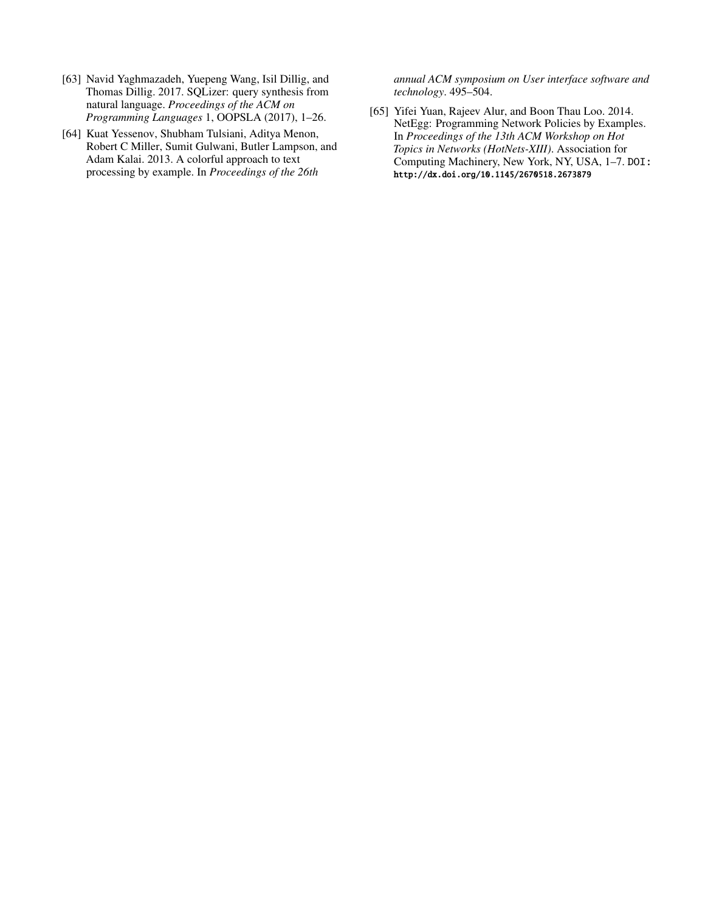[63] Navid Yaghmazadeh, Yuepeng Wang, Isil Dillig, and Thomas Dillig. 2017. SQLizer: query synthesis from natural language. *Proceedings of the ACM on Programming Languages* 1, OOPSLA (2017), 1–26.

[64] Kuat Yessenov, Shubham Tulsiani, Aditya Menon, Robert C Miller, Sumit Gulwani, Butler Lampson, and Adam Kalai. 2013. A colorful approach to text processing by example. In *Proceedings of the 26th annual ACM symposium on User interface software and technology*. 495–504.

[65] Yifei Yuan, Rajeev Alur, and Boon Thau Loo. 2014. NetEgg: Programming Network Policies by Examples. In *Proceedings of the 13th ACM Workshop on Hot Topics in Networks (HotNets-XIII)*. Association for Computing Machinery, New York, NY, USA, 1–7. DOI: http://dx.doi.org/10.1145/2670518.2673879